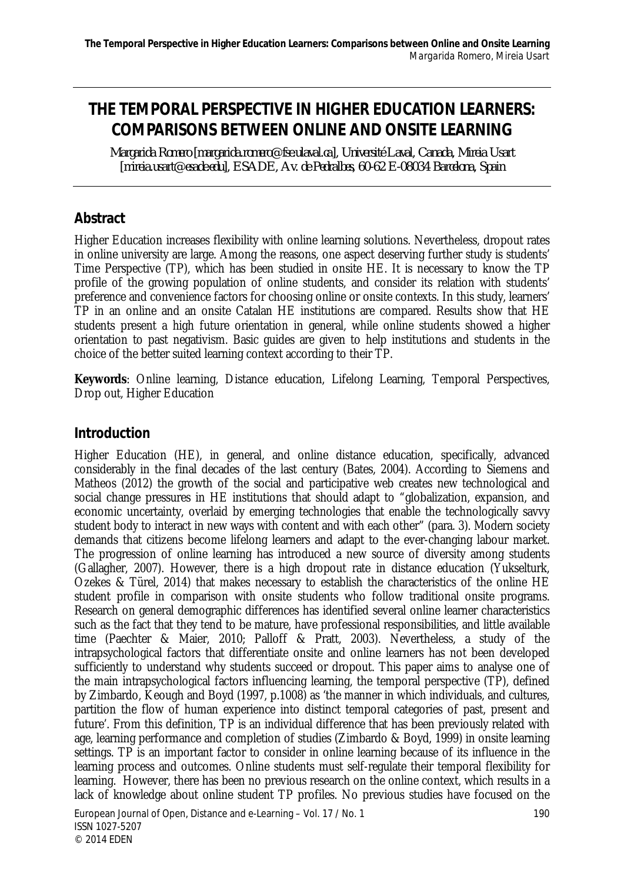# THE TEMPORAL PERSPECTIVE IN HIGHER EDUCATION LEARNERS: COMPARISONS BETWEEN ONLINE AND ONSITE LEARNING

*Margarida Romero [margarida.romero@fse.ulaval.ca], Université Laval, Canada, Mireia Usart [mireia.usart@esade.edu], ESADE, Av. de Pedralbes, 60-62 E-08034 Barcelona, Spain*

## Abstract

Higher Education increases flexibility with online learning solutions. Nevertheless, dropout rates in online university are large. Among the reasons, one aspect deserving further study is students' Time Perspective (TP), which has been studied in onsite HE. It is necessary to know the TP profile of the growing population of online students, and consider its relation with students' preference and convenience factors for choosing online or onsite contexts. In this study, learners' TP in an online and an onsite Catalan HE institutions are compared. Results show that HE students present a high future orientation in general, while online students showed a higher orientation to past negativism. Basic guides are given to help institutions and students in the choice of the better suited learning context according to their TP.

**Keywords**: Online learning, Distance education, Lifelong Learning, Temporal Perspectives, Drop out, Higher Education

## Introduction

Higher Education (HE), in general, and online distance education, specifically, advanced considerably in the final decades of the last century (Bates, 2004). According to Siemens and Matheos (2012) the growth of the social and participative web creates new technological and social change pressures in HE institutions that should adapt to "globalization, expansion, and economic uncertainty, overlaid by emerging technologies that enable the technologically savvy student body to interact in new ways with content and with each other" (para. 3). Modern society demands that citizens become lifelong learners and adapt to the ever-changing labour market. The progression of online learning has introduced a new source of diversity among students (Gallagher, 2007). However, there is a high dropout rate in distance education (Yukselturk, Ozekes & Türel, 2014) that makes necessary to establish the characteristics of the online HE student profile in comparison with onsite students who follow traditional onsite programs. Research on general demographic differences has identified several online learner characteristics such as the fact that they tend to be mature, have professional responsibilities, and little available time (Paechter & Maier, 2010; Palloff & Pratt, 2003). Nevertheless, a study of the intrapsychological factors that differentiate onsite and online learners has not been developed sufficiently to understand why students succeed or dropout. This paper aims to analyse one of the main intrapsychological factors influencing learning, the temporal perspective (TP), defined by Zimbardo, Keough and Boyd (1997, p.1008) as 'the manner in which individuals, and cultures, partition the flow of human experience into distinct temporal categories of past, present and future'. From this definition, TP is an individual difference that has been previously related with age, learning performance and completion of studies (Zimbardo & Boyd, 1999) in onsite learning settings. TP is an important factor to consider in online learning because of its influence in the learning process and outcomes. Online students must self-regulate their temporal flexibility for learning. However, there has been no previous research on the online context, which results in a lack of knowledge about online student TP profiles. No previous studies have focused on the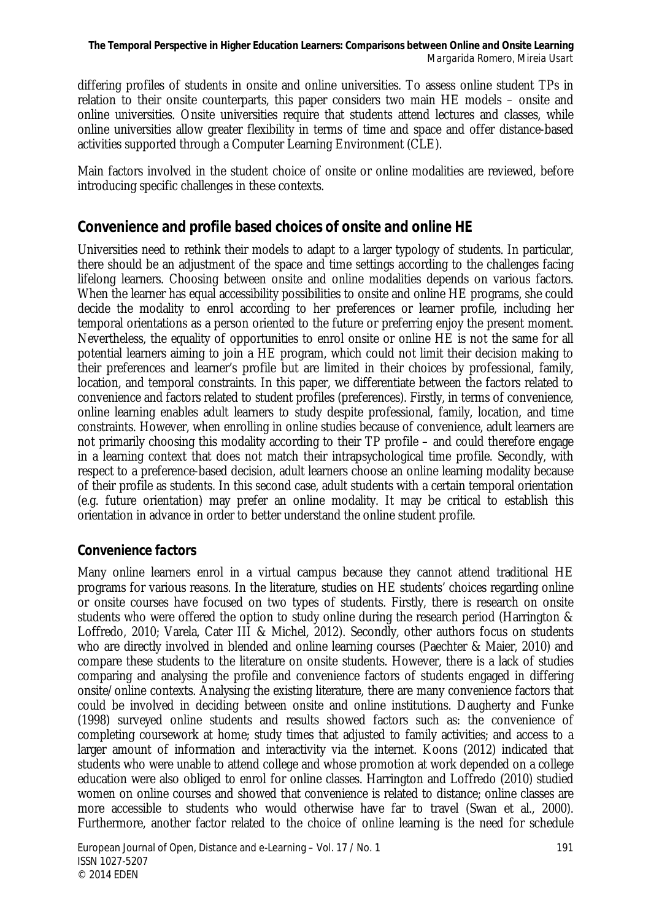differing profiles of students in onsite and online universities. To assess online student TPs in relation to their onsite counterparts, this paper considers two main HE models – onsite and online universities. Onsite universities require that students attend lectures and classes, while online universities allow greater flexibility in terms of time and space and offer distance-based activities supported through a Computer Learning Environment (CLE).

Main factors involved in the student choice of onsite or online modalities are reviewed, before introducing specific challenges in these contexts.

## Convenience and profile based choices of onsite and online HE

Universities need to rethink their models to adapt to a larger typology of students. In particular, there should be an adjustment of the space and time settings according to the challenges facing lifelong learners. Choosing between onsite and online modalities depends on various factors. When the learner has equal accessibility possibilities to onsite and online HE programs, she could decide the modality to enrol according to her preferences or learner profile, including her temporal orientations as a person oriented to the future or preferring enjoy the present moment. Nevertheless, the equality of opportunities to enrol onsite or online HE is not the same for all potential learners aiming to join a HE program, which could not limit their decision making to their preferences and learner's profile but are limited in their choices by professional, family, location, and temporal constraints. In this paper, we differentiate between the factors related to convenience and factors related to student profiles (preferences). Firstly, in terms of convenience, online learning enables adult learners to study despite professional, family, location, and time constraints. However, when enrolling in online studies because of convenience, adult learners are not primarily choosing this modality according to their TP profile – and could therefore engage in a learning context that does not match their intrapsychological time profile. Secondly, with respect to a preference-based decision, adult learners choose an online learning modality because of their profile as students. In this second case, adult students with a certain temporal orientation (e.g. future orientation) may prefer an online modality. It may be critical to establish this orientation in advance in order to better understand the online student profile.

### Convenience factors

Many online learners enrol in a virtual campus because they cannot attend traditional HE programs for various reasons. In the literature, studies on HE students' choices regarding online or onsite courses have focused on two types of students. Firstly, there is research on onsite students who were offered the option to study online during the research period (Harrington & Loffredo, 2010; Varela, Cater III & Michel, 2012). Secondly, other authors focus on students who are directly involved in blended and online learning courses (Paechter & Maier, 2010) and compare these students to the literature on onsite students. However, there is a lack of studies comparing and analysing the profile and convenience factors of students engaged in differing onsite/online contexts. Analysing the existing literature, there are many convenience factors that could be involved in deciding between onsite and online institutions. Daugherty and Funke (1998) surveyed online students and results showed factors such as: the convenience of completing coursework at home; study times that adjusted to family activities; and access to a larger amount of information and interactivity via the internet. Koons (2012) indicated that students who were unable to attend college and whose promotion at work depended on a college education were also obliged to enrol for online classes. Harrington and Loffredo (2010) studied women on online courses and showed that convenience is related to distance; online classes are more accessible to students who would otherwise have far to travel (Swan et al., 2000). Furthermore, another factor related to the choice of online learning is the need for schedule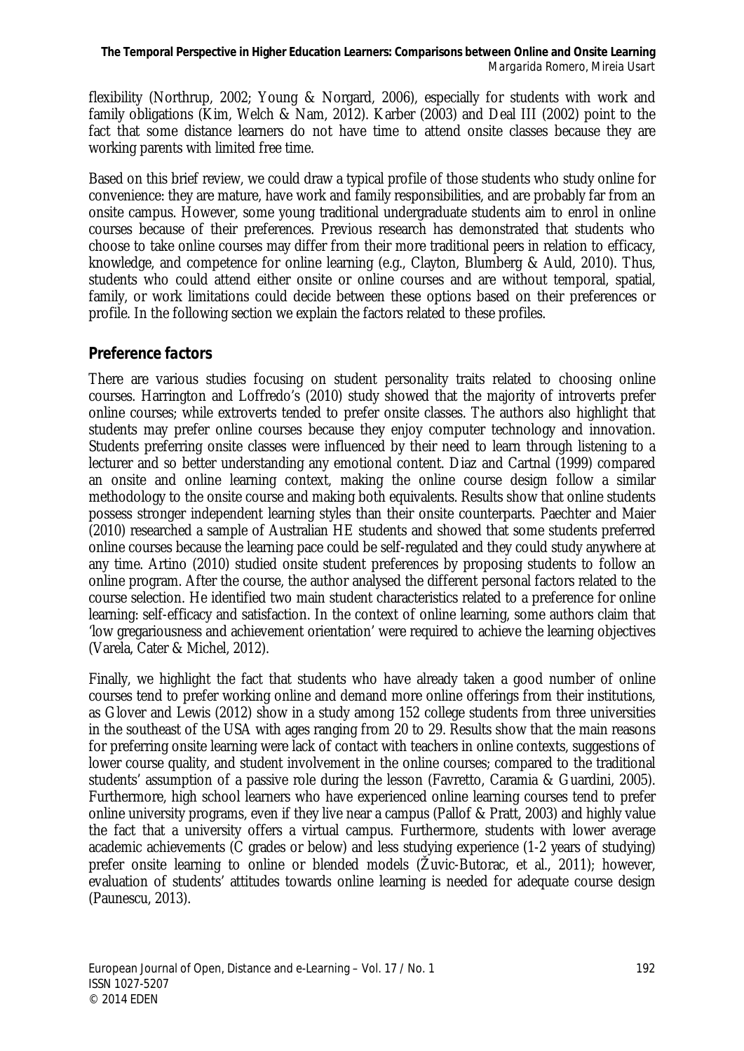flexibility (Northrup, 2002; Young & Norgard, 2006), especially for students with work and family obligations (Kim, Welch & Nam, 2012). Karber (2003) and Deal III (2002) point to the fact that some distance learners do not have time to attend onsite classes because they are working parents with limited free time.

Based on this brief review, we could draw a typical profile of those students who study online for convenience: they are mature, have work and family responsibilities, and are probably far from an onsite campus. However, some young traditional undergraduate students aim to enrol in online courses because of their preferences. Previous research has demonstrated that students who choose to take online courses may differ from their more traditional peers in relation to efficacy, knowledge, and competence for online learning (e.g., Clayton, Blumberg & Auld, 2010). Thus, students who could attend either onsite or online courses and are without temporal, spatial, family, or work limitations could decide between these options based on their preferences or profile. In the following section we explain the factors related to these profiles.

## Preference factors

There are various studies focusing on student personality traits related to choosing online courses. Harrington and Loffredo's (2010) study showed that the majority of introverts prefer online courses; while extroverts tended to prefer onsite classes. The authors also highlight that students may prefer online courses because they enjoy computer technology and innovation. Students preferring onsite classes were influenced by their need to learn through listening to a lecturer and so better understanding any emotional content. Diaz and Cartnal (1999) compared an onsite and online learning context, making the online course design follow a similar methodology to the onsite course and making both equivalents. Results show that online students possess stronger independent learning styles than their onsite counterparts. Paechter and Maier (2010) researched a sample of Australian HE students and showed that some students preferred online courses because the learning pace could be self-regulated and they could study anywhere at any time. Artino (2010) studied onsite student preferences by proposing students to follow an online program. After the course, the author analysed the different personal factors related to the course selection. He identified two main student characteristics related to a preference for online learning: self-efficacy and satisfaction. In the context of online learning, some authors claim that 'low gregariousness and achievement orientation' were required to achieve the learning objectives (Varela, Cater & Michel, 2012).

Finally, we highlight the fact that students who have already taken a good number of online courses tend to prefer working online and demand more online offerings from their institutions, as Glover and Lewis (2012) show in a study among 152 college students from three universities in the southeast of the USA with ages ranging from 20 to 29. Results show that the main reasons for preferring onsite learning were lack of contact with teachers in online contexts, suggestions of lower course quality, and student involvement in the online courses; compared to the traditional students' assumption of a passive role during the lesson (Favretto, Caramia & Guardini, 2005). Furthermore, high school learners who have experienced online learning courses tend to prefer online university programs, even if they live near a campus (Pallof & Pratt, 2003) and highly value the fact that a university offers a virtual campus. Furthermore, students with lower average academic achievements (C grades or below) and less studying experience (1-2 years of studying) prefer onsite learning to online or blended models (Žuvic-Butorac, et al., 2011); however, evaluation of students' attitudes towards online learning is needed for adequate course design (Paunescu, 2013).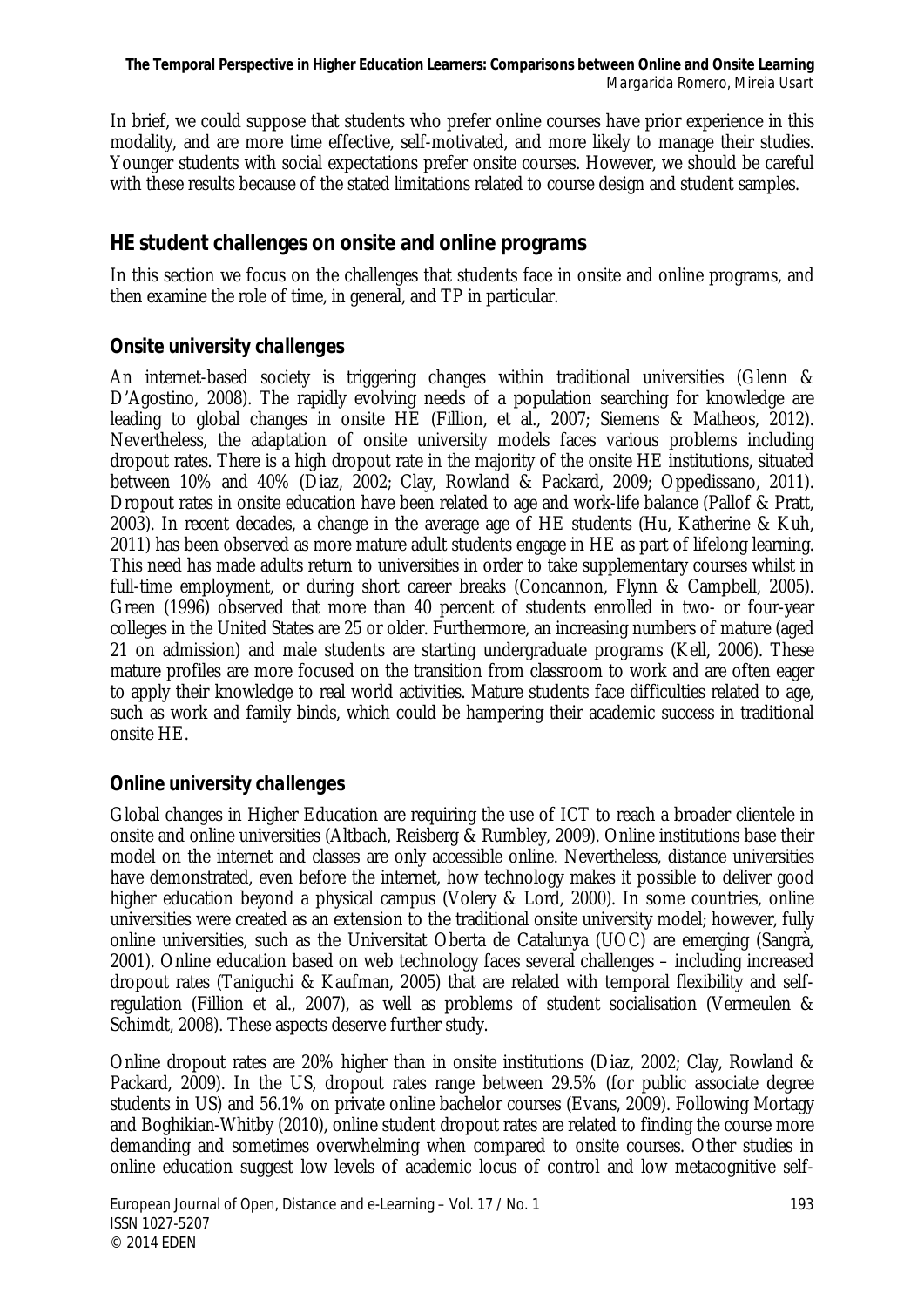In brief, we could suppose that students who prefer online courses have prior experience in this modality, and are more time effective, self-motivated, and more likely to manage their studies. Younger students with social expectations prefer onsite courses. However, we should be careful with these results because of the stated limitations related to course design and student samples.

## HE student challenges on onsite and online programs

In this section we focus on the challenges that students face in onsite and online programs, and then examine the role of time, in general, and TP in particular.

### Onsite university challenges

An internet-based society is triggering changes within traditional universities (Glenn & D'Agostino, 2008). The rapidly evolving needs of a population searching for knowledge are leading to global changes in onsite HE (Fillion, et al., 2007; Siemens & Matheos, 2012). Nevertheless, the adaptation of onsite university models faces various problems including dropout rates. There is a high dropout rate in the majority of the onsite HE institutions, situated between 10% and 40% (Diaz, 2002; Clay, Rowland & Packard, 2009; Oppedissano, 2011). Dropout rates in onsite education have been related to age and work-life balance (Pallof & Pratt, 2003). In recent decades, a change in the average age of HE students (Hu, Katherine & Kuh, 2011) has been observed as more mature adult students engage in HE as part of lifelong learning. This need has made adults return to universities in order to take supplementary courses whilst in full-time employment, or during short career breaks (Concannon, Flynn & Campbell, 2005). Green (1996) observed that more than 40 percent of students enrolled in two- or four-year colleges in the United States are 25 or older. Furthermore, an increasing numbers of mature (aged 21 on admission) and male students are starting undergraduate programs (Kell, 2006). These mature profiles are more focused on the transition from classroom to work and are often eager to apply their knowledge to real world activities. Mature students face difficulties related to age, such as work and family binds, which could be hampering their academic success in traditional onsite HE.

### Online university challenges

Global changes in Higher Education are requiring the use of ICT to reach a broader clientele in onsite and online universities (Altbach, Reisberg & Rumbley, 2009). Online institutions base their model on the internet and classes are only accessible online. Nevertheless, distance universities have demonstrated, even before the internet, how technology makes it possible to deliver good higher education beyond a physical campus (Volery & Lord, 2000). In some countries, online universities were created as an extension to the traditional onsite university model; however, fully online universities, such as the Universitat Oberta de Catalunya (UOC) are emerging (Sangrà, 2001). Online education based on web technology faces several challenges – including increased dropout rates (Taniguchi & Kaufman, 2005) that are related with temporal flexibility and self-regulation (Fillion et al., 2007), as well as problems of student socialisation (Vermeulen & Schimdt, 2008). These aspects deserve further study.

Online dropout rates are 20% higher than in onsite institutions (Diaz, 2002; Clay, Rowland & Packard, 2009). In the US, dropout rates range between 29.5% (for public associate degree students in US) and 56.1% on private online bachelor courses (Evans, 2009). Following Mortagy and Boghikian-Whitby (2010), online student dropout rates are related to finding the course more demanding and sometimes overwhelming when compared to onsite courses. Other studies in online education suggest low levels of academic locus of control and low metacognitive self-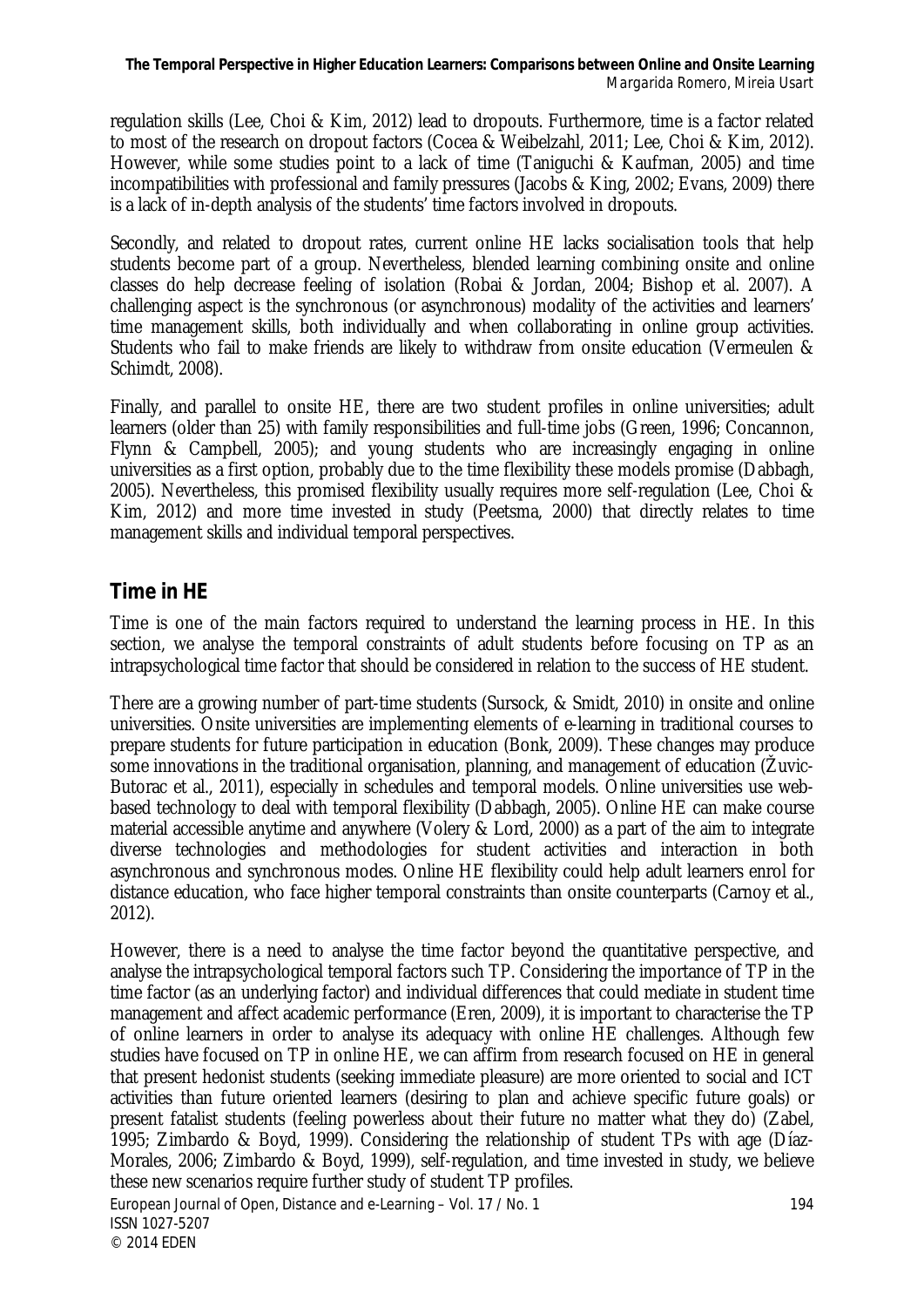regulation skills (Lee, Choi & Kim, 2012) lead to dropouts. Furthermore, time is a factor related to most of the research on dropout factors (Cocea & Weibelzahl, 2011; Lee, Choi & Kim, 2012). However, while some studies point to a lack of time (Taniguchi & Kaufman, 2005) and time incompatibilities with professional and family pressures (Jacobs & King, 2002; Evans, 2009) there is a lack of in-depth analysis of the students' time factors involved in dropouts.

Secondly, and related to dropout rates, current online HE lacks socialisation tools that help students become part of a group. Nevertheless, blended learning combining onsite and online classes do help decrease feeling of isolation (Robai & Jordan, 2004; Bishop et al. 2007). A challenging aspect is the synchronous (or asynchronous) modality of the activities and learners' time management skills, both individually and when collaborating in online group activities. Students who fail to make friends are likely to withdraw from onsite education (Vermeulen & Schimdt, 2008).

Finally, and parallel to onsite HE, there are two student profiles in online universities; adult learners (older than 25) with family responsibilities and full-time jobs (Green, 1996; Concannon, Flynn & Campbell, 2005); and young students who are increasingly engaging in online universities as a first option, probably due to the time flexibility these models promise (Dabbagh, 2005). Nevertheless, this promised flexibility usually requires more self-regulation (Lee, Choi & Kim, 2012) and more time invested in study (Peetsma, 2000) that directly relates to time management skills and individual temporal perspectives.

## Time in HE

Time is one of the main factors required to understand the learning process in HE. In this section, we analyse the temporal constraints of adult students before focusing on TP as an intrapsychological time factor that should be considered in relation to the success of HE student.

There are a growing number of part-time students (Sursock, & Smidt, 2010) in onsite and online universities. Onsite universities are implementing elements of e-learning in traditional courses to prepare students for future participation in education (Bonk, 2009). These changes may produce some innovations in the traditional organisation, planning, and management of education (Žuvic-Butorac et al., 2011), especially in schedules and temporal models. Online universities use web-based technology to deal with temporal flexibility (Dabbagh, 2005). Online HE can make course material accessible anytime and anywhere (Volery & Lord, 2000) as a part of the aim to integrate diverse technologies and methodologies for student activities and interaction in both asynchronous and synchronous modes. Online HE flexibility could help adult learners enrol for distance education, who face higher temporal constraints than onsite counterparts (Carnoy et al., 2012).

However, there is a need to analyse the time factor beyond the quantitative perspective, and analyse the intrapsychological temporal factors such TP. Considering the importance of TP in the time factor (as an underlying factor) and individual differences that could mediate in student time management and affect academic performance (Eren, 2009), it is important to characterise the TP of online learners in order to analyse its adequacy with online HE challenges. Although few studies have focused on TP in online HE, we can affirm from research focused on HE in general that present hedonist students (seeking immediate pleasure) are more oriented to social and ICT activities than future oriented learners (desiring to plan and achieve specific future goals) or present fatalist students (feeling powerless about their future no matter what they do) (Zabel, 1995; Zimbardo & Boyd, 1999). Considering the relationship of student TPs with age (Díaz-Morales, 2006; Zimbardo & Boyd, 1999), self-regulation, and time invested in study, we believe these new scenarios require further study of student TP profiles.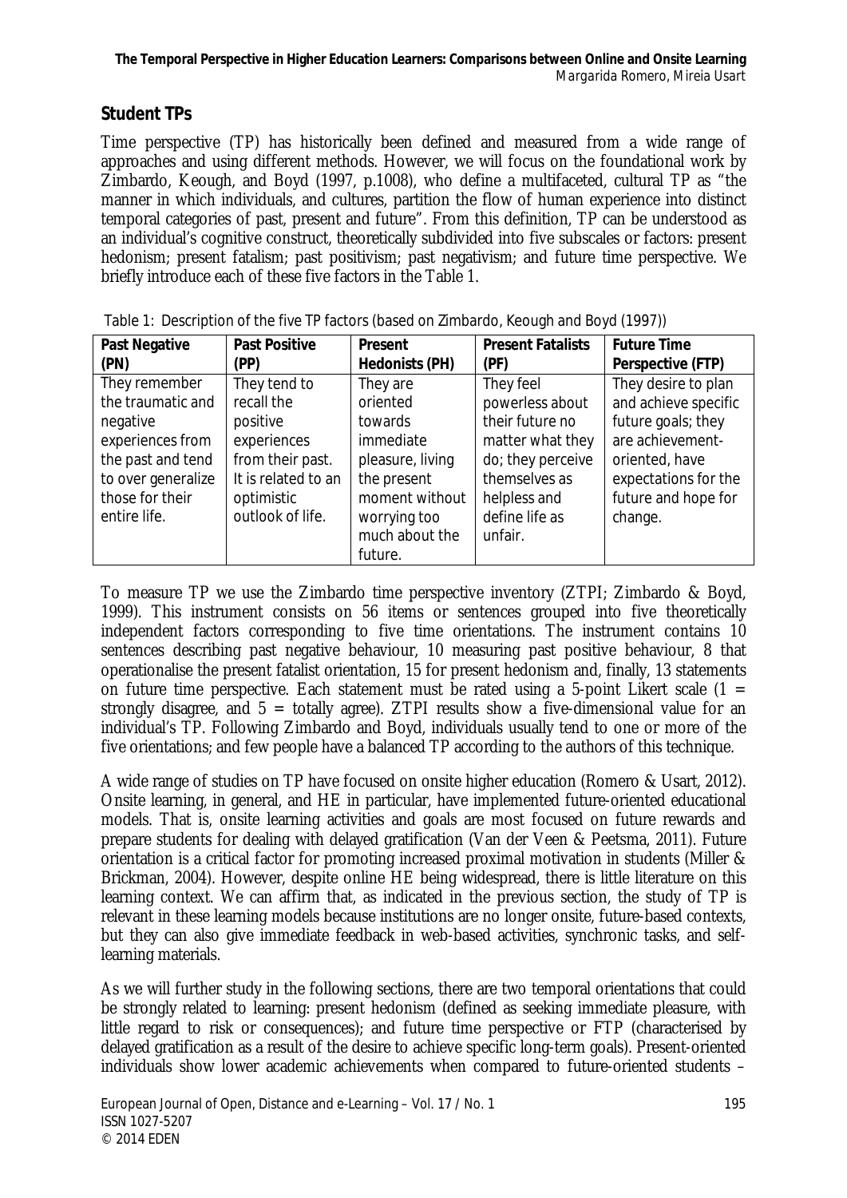## Student TPs

Time perspective (TP) has historically been defined and measured from a wide range of approaches and using different methods. However, we will focus on the foundational work by Zimbardo, Keough, and Boyd (1997, p.1008), who define a multifaceted, cultural TP as "the manner in which individuals, and cultures, partition the flow of human experience into distinct temporal categories of past, present and future". From this definition, TP can be understood as an individual's cognitive construct, theoretically subdivided into five subscales or factors: present hedonism; present fatalism; past positivism; past negativism; and future time perspective. We briefly introduce each of these five factors in the Table 1.

Table 1: Description of the five TP factors (based on Zimbardo, Keough and Boyd (1997))

| Past Negative (PN) | Past Positive (PP) | Present Hedonists (PH) | Present Fatalists (PF) | Future Time Perspective (FTP) |
|---|---|---|---|---|
| They remember the traumatic and negative experiences from the past and tend to over generalize those for their entire life. | They tend to recall the positive experiences from their past. It is related to an optimistic outlook of life. | They are oriented towards immediate pleasure, living the present moment without worrying too much about the future. | They feel powerless about their future no matter what they do; they perceive themselves as helpless and define life as unfair. | They desire to plan and achieve specific future goals; they are achievement-oriented, have expectations for the future and hope for change. |

To measure TP we use the Zimbardo time perspective inventory (ZTPI; Zimbardo & Boyd, 1999). This instrument consists on 56 items or sentences grouped into five theoretically independent factors corresponding to five time orientations. The instrument contains 10 sentences describing past negative behaviour, 10 measuring past positive behaviour, 8 that operationalise the present fatalist orientation, 15 for present hedonism and, finally, 13 statements on future time perspective. Each statement must be rated using a 5-point Likert scale (1 = strongly disagree, and 5 = totally agree). ZTPI results show a five-dimensional value for an individual's TP. Following Zimbardo and Boyd, individuals usually tend to one or more of the five orientations; and few people have a balanced TP according to the authors of this technique.

A wide range of studies on TP have focused on onsite higher education (Romero & Usart, 2012). Onsite learning, in general, and HE in particular, have implemented future-oriented educational models. That is, onsite learning activities and goals are most focused on future rewards and prepare students for dealing with delayed gratification (Van der Veen & Peetsma, 2011). Future orientation is a critical factor for promoting increased proximal motivation in students (Miller & Brickman, 2004). However, despite online HE being widespread, there is little literature on this learning context. We can affirm that, as indicated in the previous section, the study of TP is relevant in these learning models because institutions are no longer onsite, future-based contexts, but they can also give immediate feedback in web-based activities, synchronic tasks, and self-learning materials.

As we will further study in the following sections, there are two temporal orientations that could be strongly related to learning: present hedonism (defined as seeking immediate pleasure, with little regard to risk or consequences); and future time perspective or FTP (characterised by delayed gratification as a result of the desire to achieve specific long-term goals). Present-oriented individuals show lower academic achievements when compared to future-oriented students –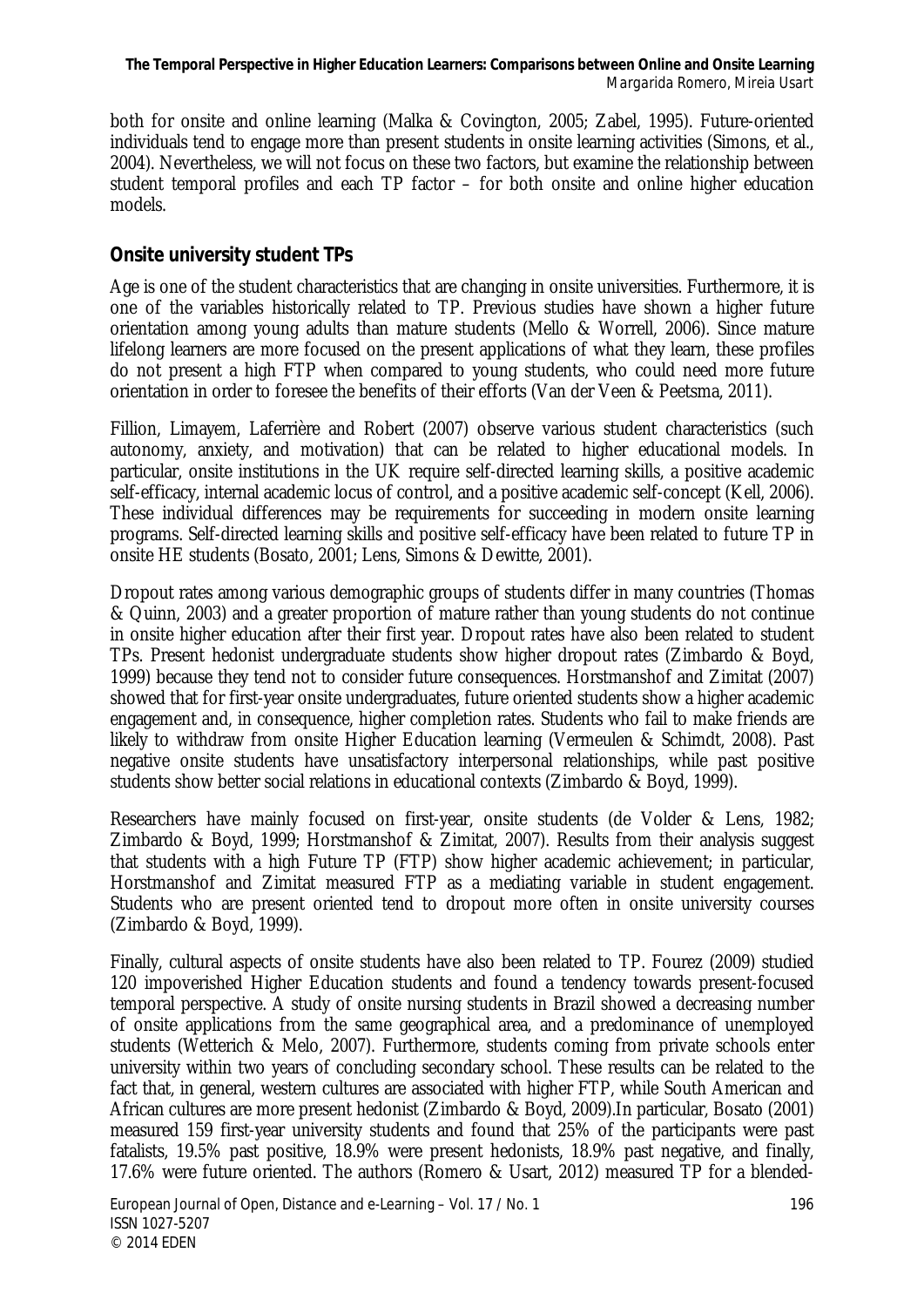both for onsite and online learning (Malka & Covington, 2005; Zabel, 1995). Future-oriented individuals tend to engage more than present students in onsite learning activities (Simons, et al., 2004). Nevertheless, we will not focus on these two factors, but examine the relationship between student temporal profiles and each TP factor – for both onsite and online higher education models.

## Onsite university student TPs

Age is one of the student characteristics that are changing in onsite universities. Furthermore, it is one of the variables historically related to TP. Previous studies have shown a higher future orientation among young adults than mature students (Mello & Worrell, 2006). Since mature lifelong learners are more focused on the present applications of what they learn, these profiles do not present a high FTP when compared to young students, who could need more future orientation in order to foresee the benefits of their efforts (Van der Veen & Peetsma, 2011).

Fillion, Limayem, Laferrière and Robert (2007) observe various student characteristics (such autonomy, anxiety, and motivation) that can be related to higher educational models. In particular, onsite institutions in the UK require self-directed learning skills, a positive academic self-efficacy, internal academic locus of control, and a positive academic self-concept (Kell, 2006). These individual differences may be requirements for succeeding in modern onsite learning programs. Self-directed learning skills and positive self-efficacy have been related to future TP in onsite HE students (Bosato, 2001; Lens, Simons & Dewitte, 2001).

Dropout rates among various demographic groups of students differ in many countries (Thomas & Quinn, 2003) and a greater proportion of mature rather than young students do not continue in onsite higher education after their first year. Dropout rates have also been related to student TPs. Present hedonist undergraduate students show higher dropout rates (Zimbardo & Boyd, 1999) because they tend not to consider future consequences. Horstmanshof and Zimitat (2007) showed that for first-year onsite undergraduates, future oriented students show a higher academic engagement and, in consequence, higher completion rates. Students who fail to make friends are likely to withdraw from onsite Higher Education learning (Vermeulen & Schimdt, 2008). Past negative onsite students have unsatisfactory interpersonal relationships, while past positive students show better social relations in educational contexts (Zimbardo & Boyd, 1999).

Researchers have mainly focused on first-year, onsite students (de Volder & Lens, 1982; Zimbardo & Boyd, 1999; Horstmanshof & Zimitat, 2007). Results from their analysis suggest that students with a high Future TP (FTP) show higher academic achievement; in particular, Horstmanshof and Zimitat measured FTP as a mediating variable in student engagement. Students who are present oriented tend to dropout more often in onsite university courses (Zimbardo & Boyd, 1999).

Finally, cultural aspects of onsite students have also been related to TP. Fourez (2009) studied 120 impoverished Higher Education students and found a tendency towards present-focused temporal perspective. A study of onsite nursing students in Brazil showed a decreasing number of onsite applications from the same geographical area, and a predominance of unemployed students (Wetterich & Melo, 2007). Furthermore, students coming from private schools enter university within two years of concluding secondary school. These results can be related to the fact that, in general, western cultures are associated with higher FTP, while South American and African cultures are more present hedonist (Zimbardo & Boyd, 2009).In particular, Bosato (2001) measured 159 first-year university students and found that 25% of the participants were past fatalists, 19.5% past positive, 18.9% were present hedonists, 18.9% past negative, and finally, 17.6% were future oriented. The authors (Romero & Usart, 2012) measured TP for a blended-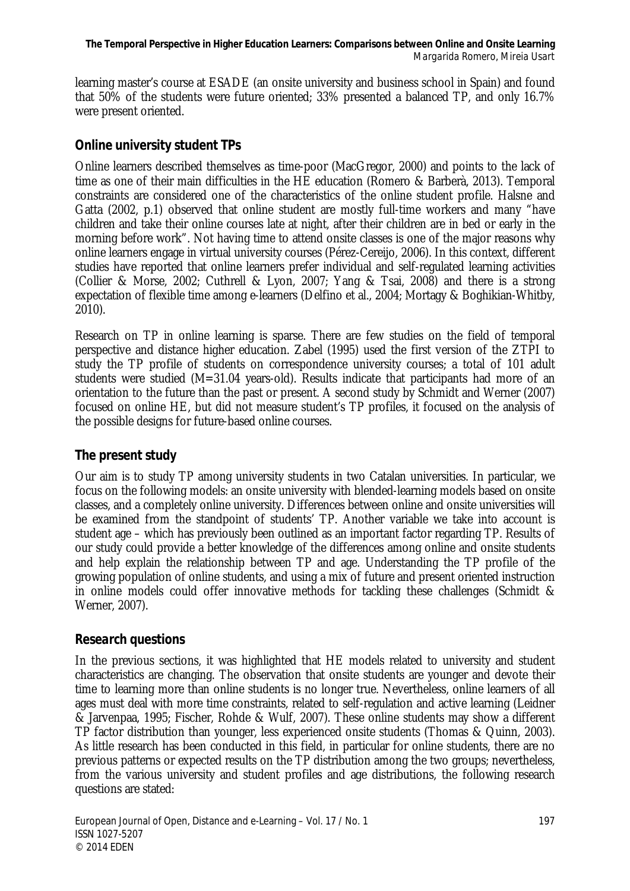learning master's course at ESADE (an onsite university and business school in Spain) and found that 50% of the students were future oriented; 33% presented a balanced TP, and only 16.7% were present oriented.

## Online university student TPs

Online learners described themselves as time-poor (MacGregor, 2000) and points to the lack of time as one of their main difficulties in the HE education (Romero & Barberà, 2013). Temporal constraints are considered one of the characteristics of the online student profile. Halsne and Gatta (2002, p.1) observed that online student are mostly full-time workers and many "have children and take their online courses late at night, after their children are in bed or early in the morning before work". Not having time to attend onsite classes is one of the major reasons why online learners engage in virtual university courses (Pérez-Cereijo, 2006). In this context, different studies have reported that online learners prefer individual and self-regulated learning activities (Collier & Morse, 2002; Cuthrell & Lyon, 2007; Yang & Tsai, 2008) and there is a strong expectation of flexible time among e-learners (Delfino et al., 2004; Mortagy & Boghikian-Whitby, 2010).

Research on TP in online learning is sparse. There are few studies on the field of temporal perspective and distance higher education. Zabel (1995) used the first version of the ZTPI to study the TP profile of students on correspondence university courses; a total of 101 adult students were studied (M=31.04 years-old). Results indicate that participants had more of an orientation to the future than the past or present. A second study by Schmidt and Werner (2007) focused on online HE, but did not measure student's TP profiles, it focused on the analysis of the possible designs for future-based online courses.

## The present study

Our aim is to study TP among university students in two Catalan universities. In particular, we focus on the following models: an onsite university with blended-learning models based on onsite classes, and a completely online university. Differences between online and onsite universities will be examined from the standpoint of students' TP. Another variable we take into account is student age – which has previously been outlined as an important factor regarding TP. Results of our study could provide a better knowledge of the differences among online and onsite students and help explain the relationship between TP and age. Understanding the TP profile of the growing population of online students, and using a mix of future and present oriented instruction in online models could offer innovative methods for tackling these challenges (Schmidt & Werner, 2007).

### *Research questions*

In the previous sections, it was highlighted that HE models related to university and student characteristics are changing. The observation that onsite students are younger and devote their time to learning more than online students is no longer true. Nevertheless, online learners of all ages must deal with more time constraints, related to self-regulation and active learning (Leidner & Jarvenpaa, 1995; Fischer, Rohde & Wulf, 2007). These online students may show a different TP factor distribution than younger, less experienced onsite students (Thomas & Quinn, 2003). As little research has been conducted in this field, in particular for online students, there are no previous patterns or expected results on the TP distribution among the two groups; nevertheless, from the various university and student profiles and age distributions, the following research questions are stated: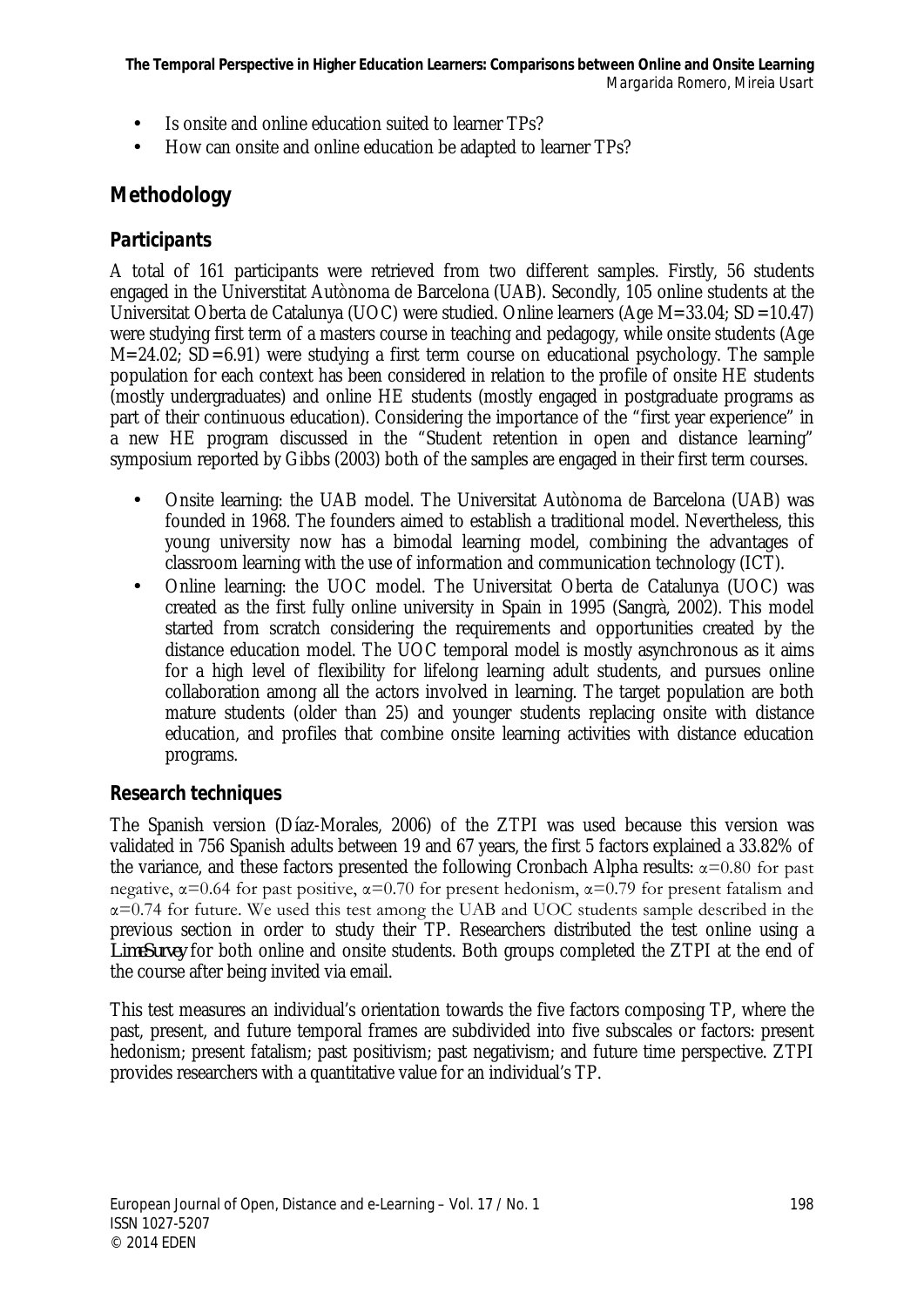- Is onsite and online education suited to learner TPs?
- How can onsite and online education be adapted to learner TPs?

## Methodology

### Participants

A total of 161 participants were retrieved from two different samples. Firstly, 56 students engaged in the Universtitat Autònoma de Barcelona (UAB). Secondly, 105 online students at the Universitat Oberta de Catalunya (UOC) were studied. Online learners (Age M=33.04; SD=10.47) were studying first term of a masters course in teaching and pedagogy, while onsite students (Age M=24.02; SD=6.91) were studying a first term course on educational psychology. The sample population for each context has been considered in relation to the profile of onsite HE students (mostly undergraduates) and online HE students (mostly engaged in postgraduate programs as part of their continuous education). Considering the importance of the "first year experience" in a new HE program discussed in the "Student retention in open and distance learning" symposium reported by Gibbs (2003) both of the samples are engaged in their first term courses.

- Onsite learning: the UAB model. The Universitat Autònoma de Barcelona (UAB) was founded in 1968. The founders aimed to establish a traditional model. Nevertheless, this young university now has a bimodal learning model, combining the advantages of classroom learning with the use of information and communication technology (ICT).
- Online learning: the UOC model. The Universitat Oberta de Catalunya (UOC) was created as the first fully online university in Spain in 1995 (Sangrà, 2002). This model started from scratch considering the requirements and opportunities created by the distance education model. The UOC temporal model is mostly asynchronous as it aims for a high level of flexibility for lifelong learning adult students, and pursues online collaboration among all the actors involved in learning. The target population are both mature students (older than 25) and younger students replacing onsite with distance education, and profiles that combine onsite learning activities with distance education programs.

### Research techniques

The Spanish version (Díaz-Morales, 2006) of the ZTPI was used because this version was validated in 756 Spanish adults between 19 and 67 years, the first 5 factors explained a 33.82% of the variance, and these factors presented the following Cronbach Alpha results: $\alpha=0.80$ for past negative, $\alpha=0.64$ for past positive, $\alpha=0.70$ for present hedonism, $\alpha=0.79$ for present fatalism and $\alpha=0.74$ for future. We used this test among the UAB and UOC students sample described in the previous section in order to study their TP. Researchers distributed the test online using a *LimeSurvey* for both online and onsite students. Both groups completed the ZTPI at the end of the course after being invited via email.

This test measures an individual's orientation towards the five factors composing TP, where the past, present, and future temporal frames are subdivided into five subscales or factors: present hedonism; present fatalism; past positivism; past negativism; and future time perspective. ZTPI provides researchers with a quantitative value for an individual's TP.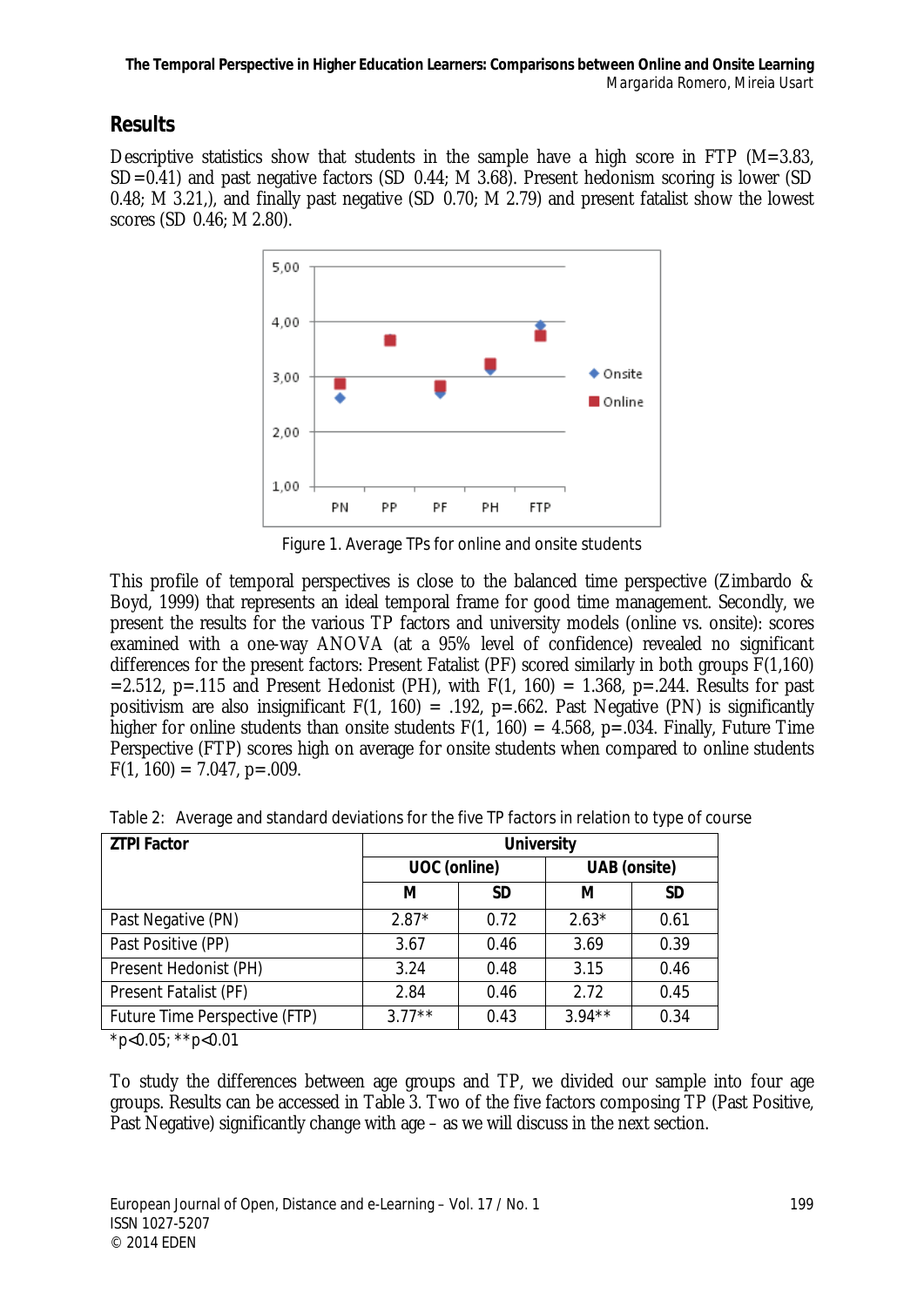## Results

Descriptive statistics show that students in the sample have a high score in FTP (M=3.83, SD=0.41) and past negative factors (SD 0.44; M 3.68). Present hedonism scoring is lower (SD 0.48; M 3.21,), and finally past negative (SD 0.70; M 2.79) and present fatalist show the lowest scores (SD 0.46; M 2.80).

Figure 1. Average TPs for online and onsite students

This profile of temporal perspectives is close to the balanced time perspective (Zimbardo & Boyd, 1999) that represents an ideal temporal frame for good time management. Secondly, we present the results for the various TP factors and university models (online vs. onsite): scores examined with a one-way ANOVA (at a 95% level of confidence) revealed no significant differences for the present factors: Present Fatalist (PF) scored similarly in both groups $F(1,160) = 2.512$, $p=.115$ and Present Hedonist (PH), with $F(1, 160) = 1.368$, $p=.244$. Results for past positivism are also insignificant $F(1, 160) = .192$, $p=.662$. Past Negative (PN) is significantly higher for online students than onsite students $F(1, 160) = 4.568$, $p=.034$. Finally, Future Time Perspective (FTP) scores high on average for onsite students when compared to online students $F(1, 160) = 7.047$, $p=.009$.

Table 2: Average and standard deviations for the five TP factors in relation to type of course

| ZTPI Factor | University | | | |
|---|---|---|---|---|
| | UOC (online) | | UAB (onsite) | |
| | M | SD | M | SD |
| Past Negative (PN) | 2.87* | 0.72 | 2.63* | 0.61 |
| Past Positive (PP) | 3.67 | 0.46 | 3.69 | 0.39 |
| Present Hedonist (PH) | 3.24 | 0.48 | 3.15 | 0.46 |
| Present Fatalist (PF) | 2.84 | 0.46 | 2.72 | 0.45 |
| Future Time Perspective (FTP) | 3.77** | 0.43 | 3.94** | 0.34 |

*p<0.05; **p<0.01

To study the differences between age groups and TP, we divided our sample into four age groups. Results can be accessed in Table 3. Two of the five factors composing TP (Past Positive, Past Negative) significantly change with age – as we will discuss in the next section.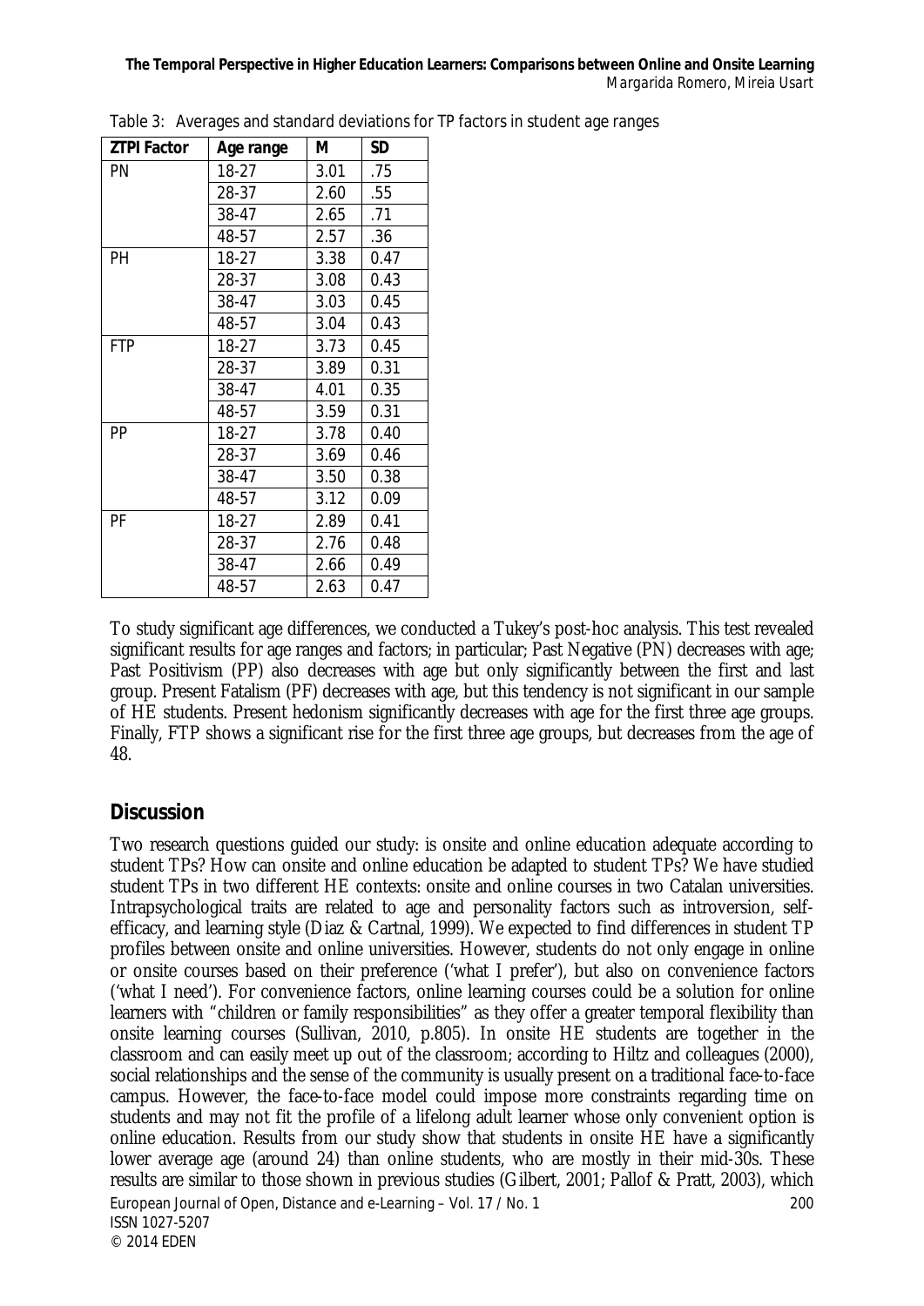Table 3: Averages and standard deviations for TP factors in student age ranges

| ZTPI Factor | Age range | M | SD |
|---|---|---|---|
| PN | 18-27 | 3.01 | .75 |
| | 28-37 | 2.60 | .55 |
| | 38-47 | 2.65 | .71 |
| | 48-57 | 2.57 | .36 |
| PH | 18-27 | 3.38 | 0.47 |
| | 28-37 | 3.08 | 0.43 |
| | 38-47 | 3.03 | 0.45 |
| | 48-57 | 3.04 | 0.43 |
| FTP | 18-27 | 3.73 | 0.45 |
| | 28-37 | 3.89 | 0.31 |
| | 38-47 | 4.01 | 0.35 |
| | 48-57 | 3.59 | 0.31 |
| PP | 18-27 | 3.78 | 0.40 |
| | 28-37 | 3.69 | 0.46 |
| | 38-47 | 3.50 | 0.38 |
| | 48-57 | 3.12 | 0.09 |
| PF | 18-27 | 2.89 | 0.41 |
| | 28-37 | 2.76 | 0.48 |
| | 38-47 | 2.66 | 0.49 |
| | 48-57 | 2.63 | 0.47 |

To study significant age differences, we conducted a Tukey's post-hoc analysis. This test revealed significant results for age ranges and factors; in particular; Past Negative (PN) decreases with age; Past Positivism (PP) also decreases with age but only significantly between the first and last group. Present Fatalism (PF) decreases with age, but this tendency is not significant in our sample of HE students. Present hedonism significantly decreases with age for the first three age groups. Finally, FTP shows a significant rise for the first three age groups, but decreases from the age of 48.

## Discussion

Two research questions guided our study: is onsite and online education adequate according to student TPs? How can onsite and online education be adapted to student TPs? We have studied student TPs in two different HE contexts: onsite and online courses in two Catalan universities. Intrapsychological traits are related to age and personality factors such as introversion, self-efficacy, and learning style (Diaz & Cartnal, 1999). We expected to find differences in student TP profiles between onsite and online universities. However, students do not only engage in online or onsite courses based on their preference ('what I prefer'), but also on convenience factors ('what I need'). For convenience factors, online learning courses could be a solution for online learners with "children or family responsibilities" as they offer a greater temporal flexibility than onsite learning courses (Sullivan, 2010, p.805). In onsite HE students are together in the classroom and can easily meet up out of the classroom; according to Hiltz and colleagues (2000), social relationships and the sense of the community is usually present on a traditional face-to-face campus. However, the face-to-face model could impose more constraints regarding time on students and may not fit the profile of a lifelong adult learner whose only convenient option is online education. Results from our study show that students in onsite HE have a significantly lower average age (around 24) than online students, who are mostly in their mid-30s. These results are similar to those shown in previous studies (Gilbert, 2001; Pallof & Pratt, 2003), which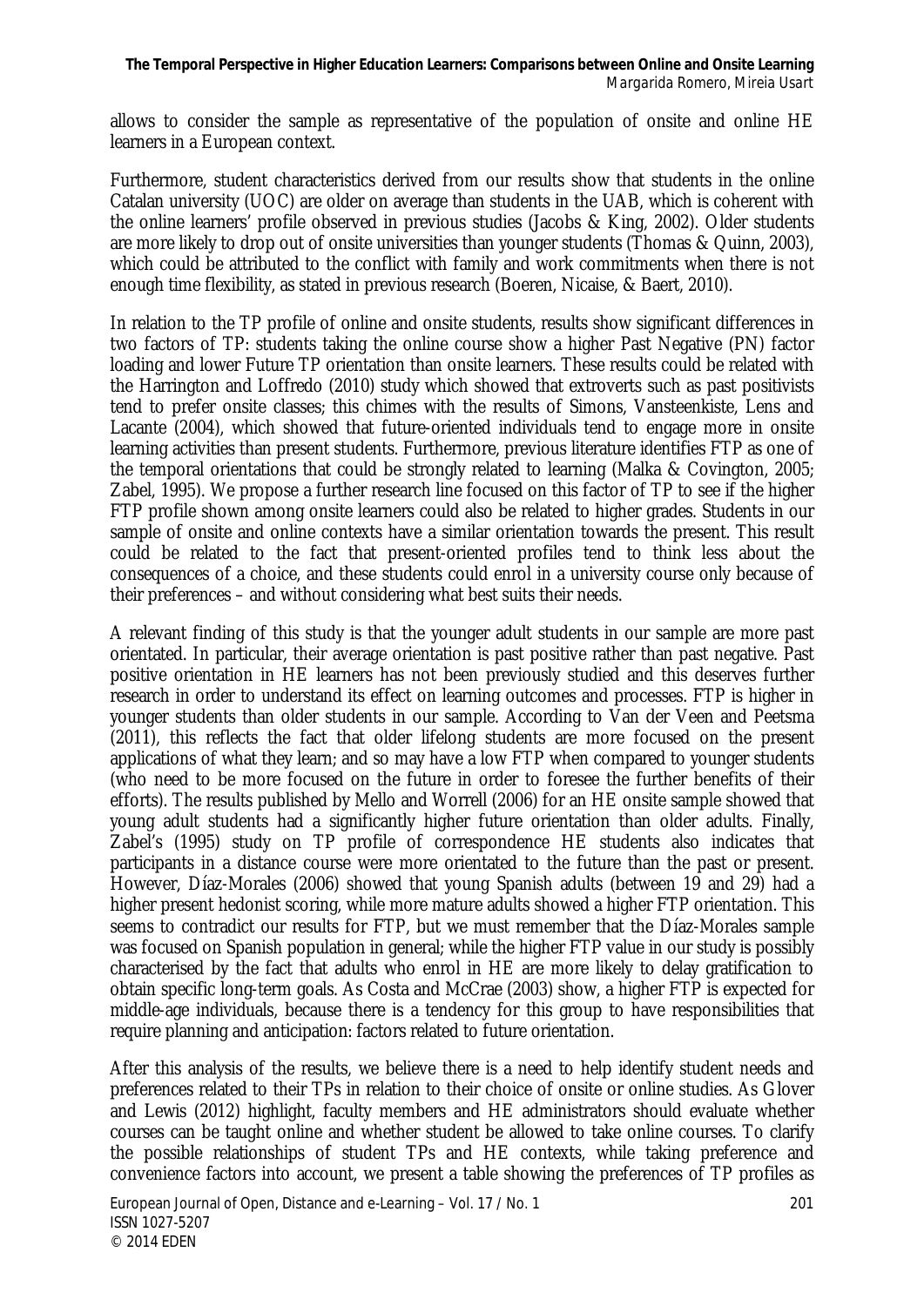allows to consider the sample as representative of the population of onsite and online HE learners in a European context.

Furthermore, student characteristics derived from our results show that students in the online Catalan university (UOC) are older on average than students in the UAB, which is coherent with the online learners' profile observed in previous studies (Jacobs & King, 2002). Older students are more likely to drop out of onsite universities than younger students (Thomas & Quinn, 2003), which could be attributed to the conflict with family and work commitments when there is not enough time flexibility, as stated in previous research (Boeren, Nicaise, & Baert, 2010).

In relation to the TP profile of online and onsite students, results show significant differences in two factors of TP: students taking the online course show a higher Past Negative (PN) factor loading and lower Future TP orientation than onsite learners. These results could be related with the Harrington and Loffredo (2010) study which showed that extroverts such as past positivists tend to prefer onsite classes; this chimes with the results of Simons, Vansteenkiste, Lens and Lacante (2004), which showed that future-oriented individuals tend to engage more in onsite learning activities than present students. Furthermore, previous literature identifies FTP as one of the temporal orientations that could be strongly related to learning (Malka & Covington, 2005; Zabel, 1995). We propose a further research line focused on this factor of TP to see if the higher FTP profile shown among onsite learners could also be related to higher grades. Students in our sample of onsite and online contexts have a similar orientation towards the present. This result could be related to the fact that present-oriented profiles tend to think less about the consequences of a choice, and these students could enrol in a university course only because of their preferences – and without considering what best suits their needs.

A relevant finding of this study is that the younger adult students in our sample are more past orientated. In particular, their average orientation is past positive rather than past negative. Past positive orientation in HE learners has not been previously studied and this deserves further research in order to understand its effect on learning outcomes and processes. FTP is higher in younger students than older students in our sample. According to Van der Veen and Peetsma (2011), this reflects the fact that older lifelong students are more focused on the present applications of what they learn; and so may have a low FTP when compared to younger students (who need to be more focused on the future in order to foresee the further benefits of their efforts). The results published by Mello and Worrell (2006) for an HE onsite sample showed that young adult students had a significantly higher future orientation than older adults. Finally, Zabel's (1995) study on TP profile of correspondence HE students also indicates that participants in a distance course were more orientated to the future than the past or present. However, Díaz-Morales (2006) showed that young Spanish adults (between 19 and 29) had a higher present hedonist scoring, while more mature adults showed a higher FTP orientation. This seems to contradict our results for FTP, but we must remember that the Díaz-Morales sample was focused on Spanish population in general; while the higher FTP value in our study is possibly characterised by the fact that adults who enrol in HE are more likely to delay gratification to obtain specific long-term goals. As Costa and McCrae (2003) show, a higher FTP is expected for middle-age individuals, because there is a tendency for this group to have responsibilities that require planning and anticipation: factors related to future orientation.

After this analysis of the results, we believe there is a need to help identify student needs and preferences related to their TPs in relation to their choice of onsite or online studies. As Glover and Lewis (2012) highlight, faculty members and HE administrators should evaluate whether courses can be taught online and whether student be allowed to take online courses. To clarify the possible relationships of student TPs and HE contexts, while taking preference and convenience factors into account, we present a table showing the preferences of TP profiles as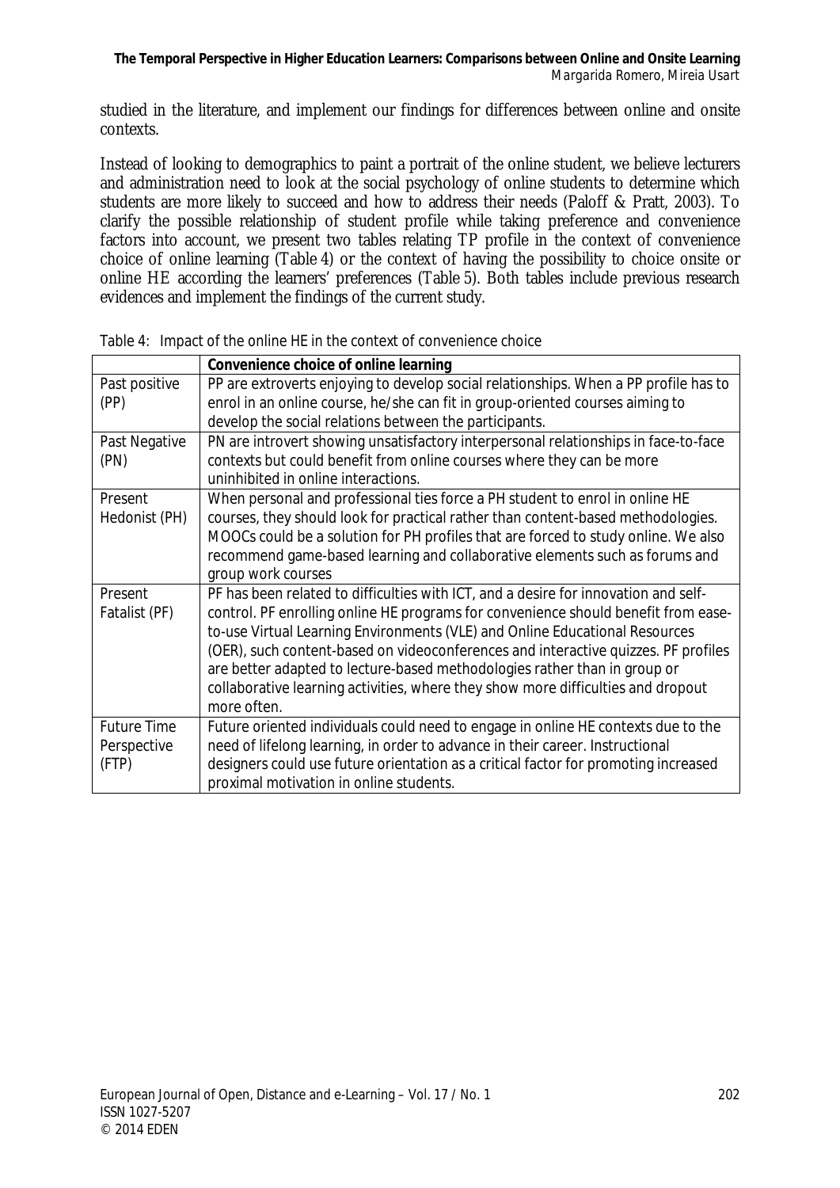studied in the literature, and implement our findings for differences between online and onsite contexts.

Instead of looking to demographics to paint a portrait of the online student, we believe lecturers and administration need to look at the social psychology of online students to determine which students are more likely to succeed and how to address their needs (Paloff & Pratt, 2003). To clarify the possible relationship of student profile while taking preference and convenience factors into account, we present two tables relating TP profile in the context of convenience choice of online learning (Table 4) or the context of having the possibility to choice onsite or online HE according the learners' preferences (Table 5). Both tables include previous research evidences and implement the findings of the current study.

Table 4: Impact of the online HE in the context of convenience choice

| | **Convenience choice of online learning** |
|---|---|
| Past positive (PP) | PP are extroverts enjoying to develop social relationships. When a PP profile has to enrol in an online course, he/she can fit in group-oriented courses aiming to develop the social relations between the participants. |
| Past Negative (PN) | PN are introvert showing unsatisfactory interpersonal relationships in face-to-face contexts but could benefit from online courses where they can be more uninhibited in online interactions. |
| Present Hedonist (PH) | When personal and professional ties force a PH student to enrol in online HE courses, they should look for practical rather than content-based methodologies. MOOCs could be a solution for PH profiles that are forced to study online. We also recommend game-based learning and collaborative elements such as forums and group work courses |
| Present Fatalist (PF) | PF has been related to difficulties with ICT, and a desire for innovation and self-control. PF enrolling online HE programs for convenience should benefit from ease-to-use Virtual Learning Environments (VLE) and Online Educational Resources (OER), such content-based on videoconferences and interactive quizzes. PF profiles are better adapted to lecture-based methodologies rather than in group or collaborative learning activities, where they show more difficulties and dropout more often. |
| Future Time Perspective (FTP) | Future oriented individuals could need to engage in online HE contexts due to the need of lifelong learning, in order to advance in their career. Instructional designers could use future orientation as a critical factor for promoting increased proximal motivation in online students. |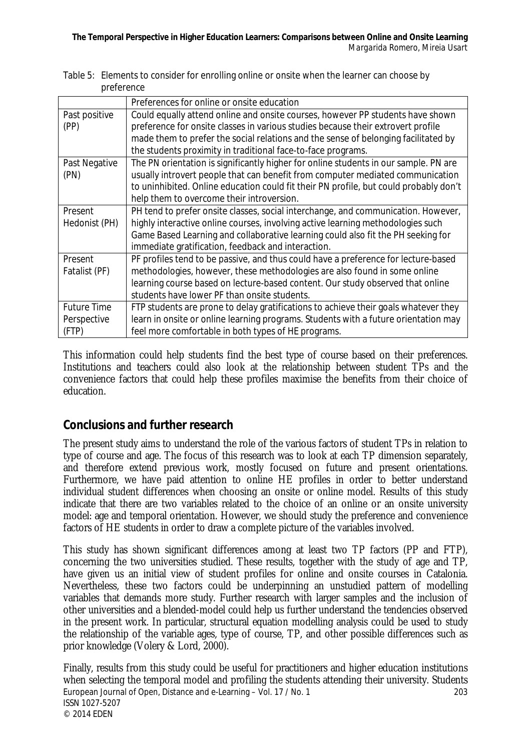Table 5: Elements to consider for enrolling online or onsite when the learner can choose by preference

| | Preferences for online or onsite education |
|---|---|
| Past positive (PP) | Could equally attend online and onsite courses, however PP students have shown preference for onsite classes in various studies because their extrovert profile made them to prefer the social relations and the sense of belonging facilitated by the students proximity in traditional face-to-face programs. |
| Past Negative (PN) | The PN orientation is significantly higher for online students in our sample. PN are usually introvert people that can benefit from computer mediated communication to uninhibited. Online education could fit their PN profile, but could probably don't help them to overcome their introversion. |
| Present Hedonist (PH) | PH tend to prefer onsite classes, social interchange, and communication. However, highly interactive online courses, involving active learning methodologies such Game Based Learning and collaborative learning could also fit the PH seeking for immediate gratification, feedback and interaction. |
| Present Fatalist (PF) | PF profiles tend to be passive, and thus could have a preference for lecture-based methodologies, however, these methodologies are also found in some online learning course based on lecture-based content. Our study observed that online students have lower PF than onsite students. |
| Future Time Perspective (FTP) | FTP students are prone to delay gratifications to achieve their goals whatever they learn in onsite or online learning programs. Students with a future orientation may feel more comfortable in both types of HE programs. |

This information could help students find the best type of course based on their preferences. Institutions and teachers could also look at the relationship between student TPs and the convenience factors that could help these profiles maximise the benefits from their choice of education.

## Conclusions and further research

The present study aims to understand the role of the various factors of student TPs in relation to type of course and age. The focus of this research was to look at each TP dimension separately, and therefore extend previous work, mostly focused on future and present orientations. Furthermore, we have paid attention to online HE profiles in order to better understand individual student differences when choosing an onsite or online model. Results of this study indicate that there are two variables related to the choice of an online or an onsite university model: age and temporal orientation. However, we should study the preference and convenience factors of HE students in order to draw a complete picture of the variables involved.

This study has shown significant differences among at least two TP factors (PP and FTP), concerning the two universities studied. These results, together with the study of age and TP, have given us an initial view of student profiles for online and onsite courses in Catalonia. Nevertheless, these two factors could be underpinning an unstudied pattern of modelling variables that demands more study. Further research with larger samples and the inclusion of other universities and a blended-model could help us further understand the tendencies observed in the present work. In particular, structural equation modelling analysis could be used to study the relationship of the variable ages, type of course, TP, and other possible differences such as prior knowledge (Volery & Lord, 2000).

Finally, results from this study could be useful for practitioners and higher education institutions when selecting the temporal model and profiling the students attending their university. Students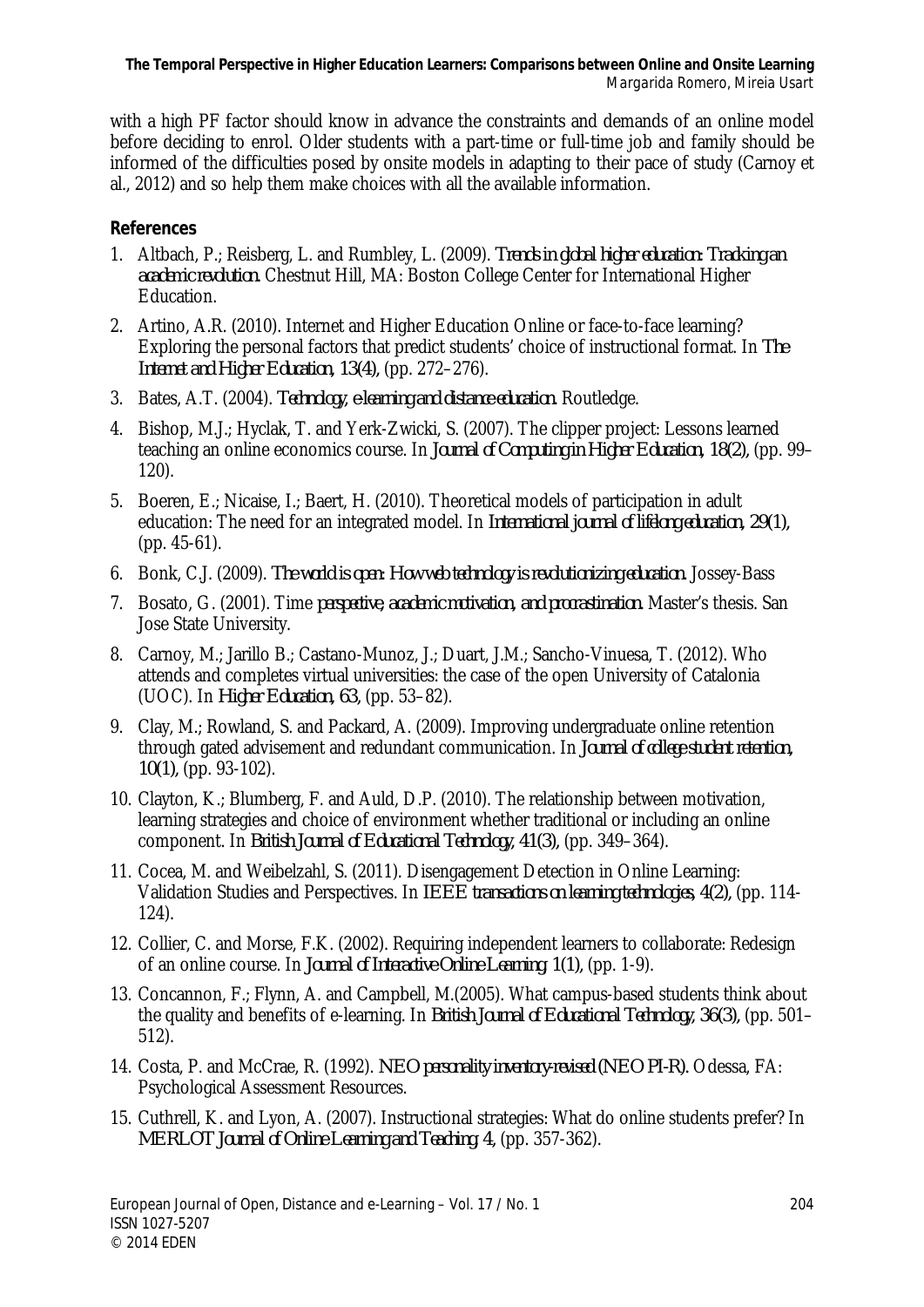with a high PF factor should know in advance the constraints and demands of an online model before deciding to enrol. Older students with a part-time or full-time job and family should be informed of the difficulties posed by onsite models in adapting to their pace of study (Carnoy et al., 2012) and so help them make choices with all the available information.

## References

1. Altbach, P.; Reisberg, L. and Rumbley, L. (2009). *Trends in global higher education: Tracking an academic revolution.* Chestnut Hill, MA: Boston College Center for International Higher Education.
2. Artino, A.R. (2010). Internet and Higher Education Online or face-to-face learning? Exploring the personal factors that predict students' choice of instructional format. In *The Internet and Higher Education, 13(4),* (pp. 272–276).
3. Bates, A.T. (2004). *Technology, e-learning and distance education.* Routledge.
4. Bishop, M.J.; Hyclak, T. and Yerk-Zwicki, S. (2007). The clipper project: Lessons learned teaching an online economics course. In *Journal of Computing in Higher Education, 18(2),* (pp. 99–120).
5. Boeren, E.; Nicaise, I.; Baert, H. (2010). Theoretical models of participation in adult education: The need for an integrated model. In *International journal of lifelong education, 29(1),* (pp. 45-61).
6. Bonk, C.J. (2009). *The world is open: How web technology is revolutionizing education.* Jossey-Bass
7. Bosato, G. (2001). Time *perspective, academic motivation, and procrastination.* Master's thesis. San Jose State University.
8. Carnoy, M.; Jarillo B.; Castano-Munoz, J.; Duart, J.M.; Sancho-Vinuesa, T. (2012). Who attends and completes virtual universities: the case of the open University of Catalonia (UOC). In *Higher Education, 63,* (pp. 53–82).
9. Clay, M.; Rowland, S. and Packard, A. (2009). Improving undergraduate online retention through gated advisement and redundant communication. In *Journal of college student retention, 10(1),* (pp. 93-102).
10. Clayton, K.; Blumberg, F. and Auld, D.P. (2010). The relationship between motivation, learning strategies and choice of environment whether traditional or including an online component. In *British Journal of Educational Technology, 41(3),* (pp. 349–364).
11. Cocea, M. and Weibelzahl, S. (2011). Disengagement Detection in Online Learning: Validation Studies and Perspectives. In *IEEE transactions on learning technologies, 4(2),* (pp. 114-124).
12. Collier, C. and Morse, F.K. (2002). Requiring independent learners to collaborate: Redesign of an online course. In *Journal of Interactive Online Learning, 1(1),* (pp. 1-9).
13. Concannon, F.; Flynn, A. and Campbell, M.(2005). What campus-based students think about the quality and benefits of e-learning. In *British Journal of Educational Technology, 36(3),* (pp. 501–512).
14. Costa, P. and McCrae, R. (1992). *NEO personality inventory-revised (NEO PI-R).* Odessa, FA: Psychological Assessment Resources.
15. Cuthrell, K. and Lyon, A. (2007). Instructional strategies: What do online students prefer? In *MERLOT Journal of Online Learning and Teaching, 4,* (pp. 357-362).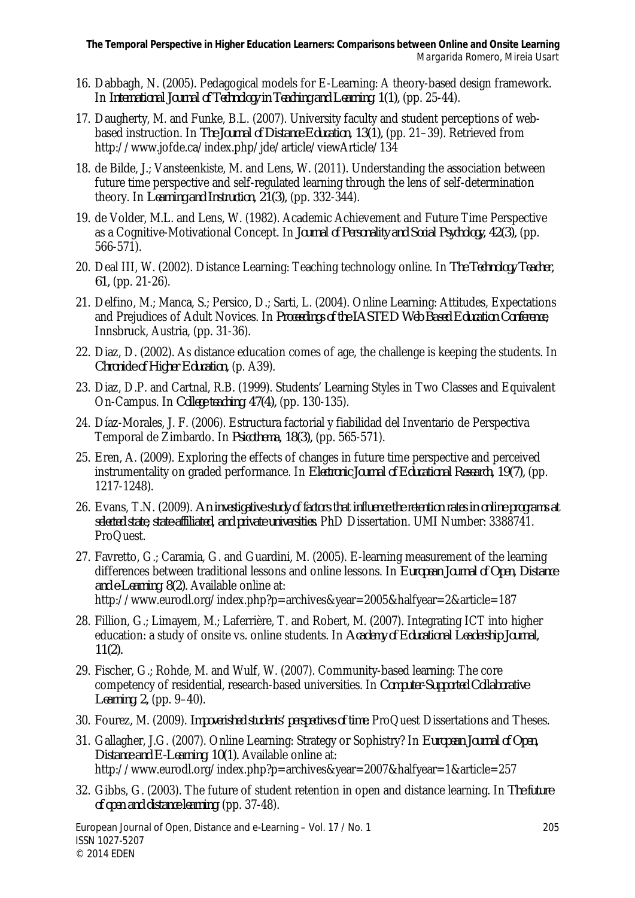16. Dabbagh, N. (2005). Pedagogical models for E-Learning: A theory-based design framework. In *International Journal of Technology in Teaching and Learning: 1(1)*, (pp. 25-44).

17. Daugherty, M. and Funke, B.L. (2007). University faculty and student perceptions of web-based instruction. In *The Journal of Distance Education, 13(1)*, (pp. 21–39). Retrieved from http://www.jofde.ca/index.php/jde/article/viewArticle/134

18. de Bilde, J.; Vansteenkiste, M. and Lens, W. (2011). Understanding the association between future time perspective and self-regulated learning through the lens of self-determination theory. In *Learning and Instruction, 21(3)*, (pp. 332-344).

19. de Volder, M.L. and Lens, W. (1982). Academic Achievement and Future Time Perspective as a Cognitive-Motivational Concept. In *Journal of Personality and Social Psychology, 42(3)*, (pp. 566-571).

20. Deal III, W. (2002). Distance Learning: Teaching technology online. In *The Technology Teacher, 61*, (pp. 21-26).

21. Delfino, M.; Manca, S.; Persico, D.; Sarti, L. (2004). Online Learning: Attitudes, Expectations and Prejudices of Adult Novices. In *Proceedings of the IASTED Web Based Education Conference*, Innsbruck, Austria, (pp. 31-36).

22. Diaz, D. (2002). As distance education comes of age, the challenge is keeping the students. In *Chronicle of Higher Education*, (p. A39).

23. Diaz, D.P. and Cartnal, R.B. (1999). Students' Learning Styles in Two Classes and Equivalent On-Campus. In *College teaching: 47(4)*, (pp. 130-135).

24. Díaz-Morales, J. F. (2006). Estructura factorial y fiabilidad del Inventario de Perspectiva Temporal de Zimbardo. In *Psicothema, 18(3)*, (pp. 565-571).

25. Eren, A. (2009). Exploring the effects of changes in future time perspective and perceived instrumentality on graded performance. In *Electronic Journal of Educational Research, 19(7)*, (pp. 1217-1248).

26. Evans, T.N. (2009). *An investigative study of factors that influence the retention rates in online programs at selected state, state-affiliated, and private universities.* PhD Dissertation. UMI Number: 3388741. ProQuest.

27. Favretto, G.; Caramia, G. and Guardini, M. (2005). E-learning measurement of the learning differences between traditional lessons and online lessons. In *European Journal of Open, Distance and e-Learning: 8(2).* Available online at: http://www.eurodl.org/index.php?p=archives&year=2005&halfyear=2&article=187

28. Fillion, G.; Limayem, M.; Laferrière, T. and Robert, M. (2007). Integrating ICT into higher education: a study of onsite vs. online students. In *Academy of Educational Leadership Journal, 11(2).*

29. Fischer, G.; Rohde, M. and Wulf, W. (2007). Community-based learning: The core competency of residential, research-based universities. In *Computer-Supported Collaborative Learning: 2*, (pp. 9–40).

30. Fourez, M. (2009). *Impoverished students' perspectives of time.* ProQuest Dissertations and Theses.

31. Gallagher, J.G. (2007). Online Learning: Strategy or Sophistry? In *European Journal of Open, Distance and E-Learning: 10(1).* Available online at: http://www.eurodl.org/index.php?p=archives&year=2007&halfyear=1&article=257

32. Gibbs, G. (2003). The future of student retention in open and distance learning. In *The future of open and distance learning* (pp. 37-48).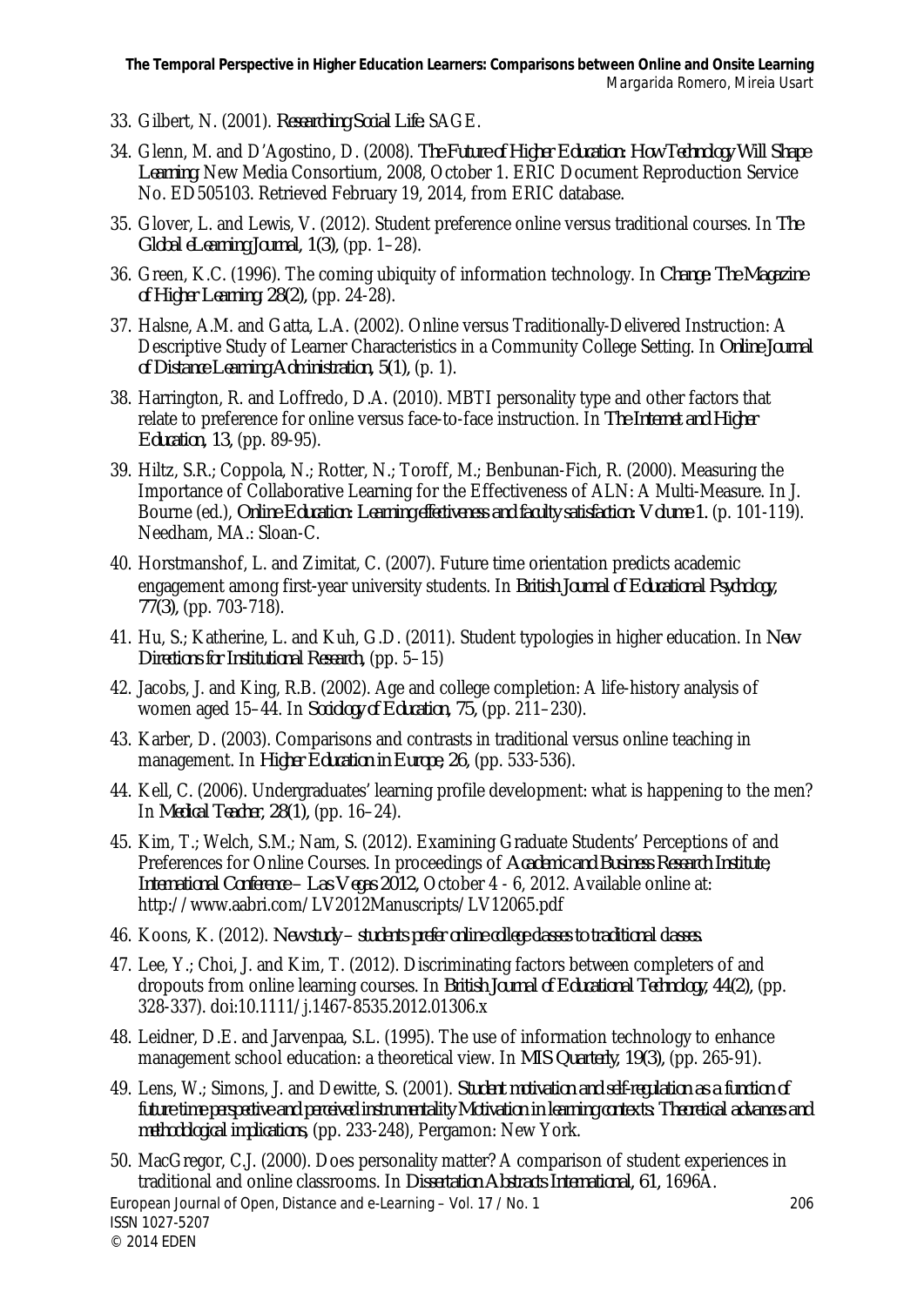33. Gilbert, N. (2001). *Researching Social Life*. SAGE.
34. Glenn, M. and D'Agostino, D. (2008). *The Future of Higher Education: How Technology Will Shape Learning*. New Media Consortium, 2008, October 1. ERIC Document Reproduction Service No. ED505103. Retrieved February 19, 2014, from ERIC database.
35. Glover, L. and Lewis, V. (2012). Student preference online versus traditional courses. In *The Global eLearning Journal, 1(3)*, (pp. 1–28).
36. Green, K.C. (1996). The coming ubiquity of information technology. In *Change: The Magazine of Higher Learning, 28(2)*, (pp. 24-28).
37. Halsne, A.M. and Gatta, L.A. (2002). Online versus Traditionally-Delivered Instruction: A Descriptive Study of Learner Characteristics in a Community College Setting. In *Online Journal of Distance Learning Administration, 5(1)*, (p. 1).
38. Harrington, R. and Loffredo, D.A. (2010). MBTI personality type and other factors that relate to preference for online versus face-to-face instruction. In *The Internet and Higher Education, 13*, (pp. 89-95).
39. Hiltz, S.R.; Coppola, N.; Rotter, N.; Toroff, M.; Benbunan-Fich, R. (2000). Measuring the Importance of Collaborative Learning for the Effectiveness of ALN: A Multi-Measure. In J. Bourne (ed.), *Online Education: Learning effectiveness and faculty satisfaction: Volume 1*. (p. 101-119). Needham, MA.: Sloan-C.
40. Horstmanshof, L. and Zimitat, C. (2007). Future time orientation predicts academic engagement among first-year university students. In *British Journal of Educational Psychology, 77(3)*, (pp. 703-718).
41. Hu, S.; Katherine, L. and Kuh, G.D. (2011). Student typologies in higher education. In *New Directions for Institutional Research*, (pp. 5–15)
42. Jacobs, J. and King, R.B. (2002). Age and college completion: A life-history analysis of women aged 15–44. In *Sociology of Education, 75*, (pp. 211–230).
43. Karber, D. (2003). Comparisons and contrasts in traditional versus online teaching in management. In *Higher Education in Europe, 26*, (pp. 533-536).
44. Kell, C. (2006). Undergraduates' learning profile development: what is happening to the men? In *Medical Teacher, 28(1)*, (pp. 16–24).
45. Kim, T.; Welch, S.M.; Nam, S. (2012). Examining Graduate Students' Perceptions of and Preferences for Online Courses. In proceedings of *Academic and Business Research Institute, International Conference – Las Vegas 2012*, October 4 - 6, 2012. Available online at: http://www.aabri.com/LV2012Manuscripts/LV12065.pdf
46. Koons, K. (2012). *New study – students prefer online college classes to traditional classes*.
47. Lee, Y.; Choi, J. and Kim, T. (2012). Discriminating factors between completers of and dropouts from online learning courses. In *British Journal of Educational Technology, 44(2)*, (pp. 328-337). doi:10.1111/j.1467-8535.2012.01306.x
48. Leidner, D.E. and Jarvenpaa, S.L. (1995). The use of information technology to enhance management school education: a theoretical view. In *MIS Quarterly, 19(3)*, (pp. 265-91).
49. Lens, W.; Simons, J. and Dewitte, S. (2001). *Student motivation and self-regulation as a function of future time perspective and perceived instrumentality Motivation in learning contexts: Theoretical advances and methodological implications*, (pp. 233-248), Pergamon: New York.
50. MacGregor, C.J. (2000). Does personality matter? A comparison of student experiences in traditional and online classrooms. In *Dissertation Abstracts International, 61*, 1696A.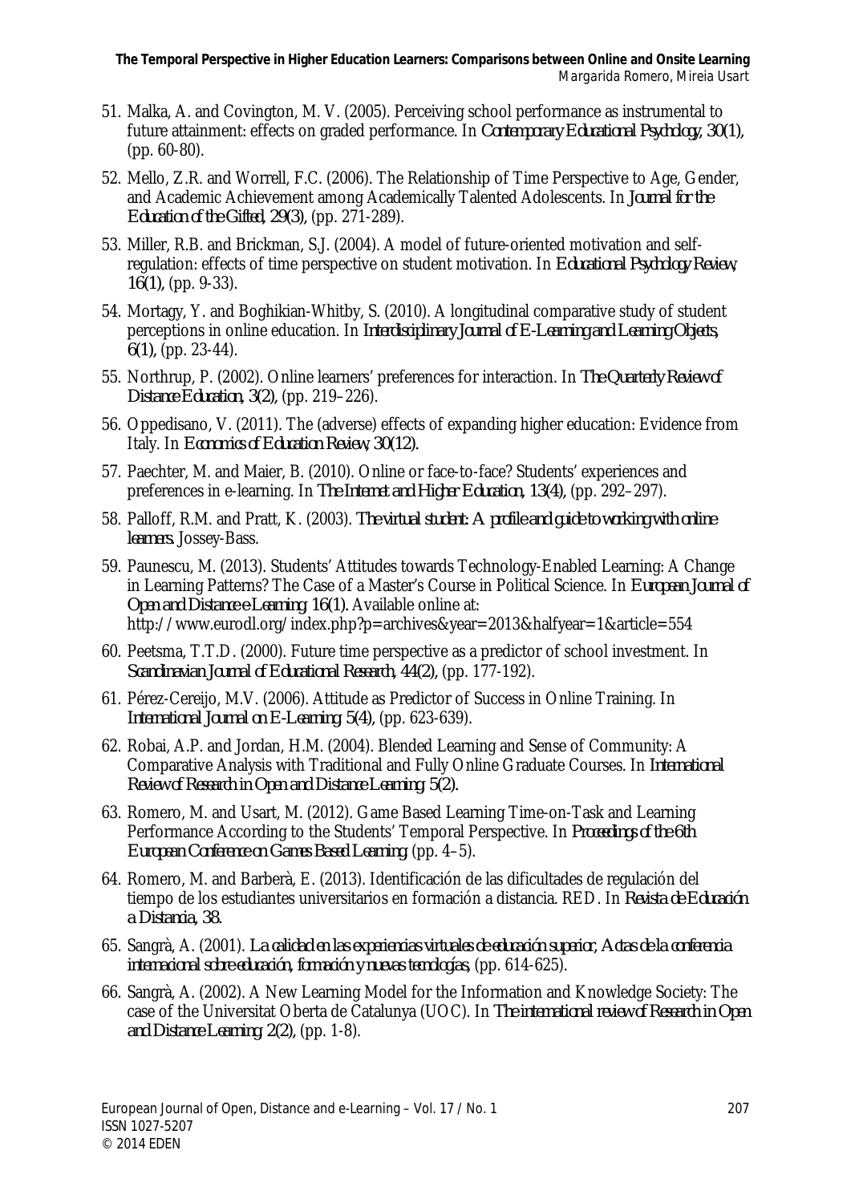51. Malka, A. and Covington, M. V. (2005). Perceiving school performance as instrumental to future attainment: effects on graded performance. In *Contemporary Educational Psychology, 30*(1), (pp. 60-80).
52. Mello, Z.R. and Worrell, F.C. (2006). The Relationship of Time Perspective to Age, Gender, and Academic Achievement among Academically Talented Adolescents. In *Journal for the Education of the Gifted, 29*(3), (pp. 271-289).
53. Miller, R.B. and Brickman, S.J. (2004). A model of future-oriented motivation and self-regulation: effects of time perspective on student motivation. In *Educational Psychology Review, 16*(1), (pp. 9-33).
54. Mortagy, Y. and Boghikian-Whitby, S. (2010). A longitudinal comparative study of student perceptions in online education. In *Interdisciplinary Journal of E-Learning and Learning Objects, 6*(1), (pp. 23-44).
55. Northrup, P. (2002). Online learners' preferences for interaction. In *The Quarterly Review of Distance Education, 3*(2), (pp. 219–226).
56. Oppedisano, V. (2011). The (adverse) effects of expanding higher education: Evidence from Italy. In *Economics of Education Review, 30*(12).
57. Paechter, M. and Maier, B. (2010). Online or face-to-face? Students' experiences and preferences in e-learning. In *The Internet and Higher Education, 13*(4), (pp. 292–297).
58. Palloff, R.M. and Pratt, K. (2003). *The virtual student: A profile and guide to working with online learners.* Jossey-Bass.
59. Paunescu, M. (2013). Students' Attitudes towards Technology-Enabled Learning: A Change in Learning Patterns? The Case of a Master's Course in Political Science. In *European Journal of Open and Distance e-Learning; 16*(1). Available online at: http://www.eurodl.org/index.php?p=archives&year=2013&halfyear=1&article=554
60. Peetsma, T.T.D. (2000). Future time perspective as a predictor of school investment. In *Scandinavian Journal of Educational Research, 44*(2), (pp. 177-192).
61. Pérez-Cereijo, M.V. (2006). Attitude as Predictor of Success in Online Training. In *International Journal on E-Learning; 5*(4), (pp. 623-639).
62. Robai, A.P. and Jordan, H.M. (2004). Blended Learning and Sense of Community: A Comparative Analysis with Traditional and Fully Online Graduate Courses. In *International Review of Research in Open and Distance Learning; 5*(2).
63. Romero, M. and Usart, M. (2012). Game Based Learning Time-on-Task and Learning Performance According to the Students' Temporal Perspective. In *Proceedings of the 6th European Conference on Games Based Learning* (pp. 4–5).
64. Romero, M. and Barberà, E. (2013). Identificación de las dificultades de regulación del tiempo de los estudiantes universitarios en formación a distancia. RED. In *Revista de Educación a Distancia, 38.*
65. Sangrà, A. (2001). *La calidad en las experiencias virtuales de educación superior, Actas de la conferencia internacional sobre educación, formación y nuevas tecnologías*, (pp. 614-625).
66. Sangrà, A. (2002). A New Learning Model for the Information and Knowledge Society: The case of the Universitat Oberta de Catalunya (UOC). In *The international review of Research in Open and Distance Learning; 2*(2), (pp. 1-8).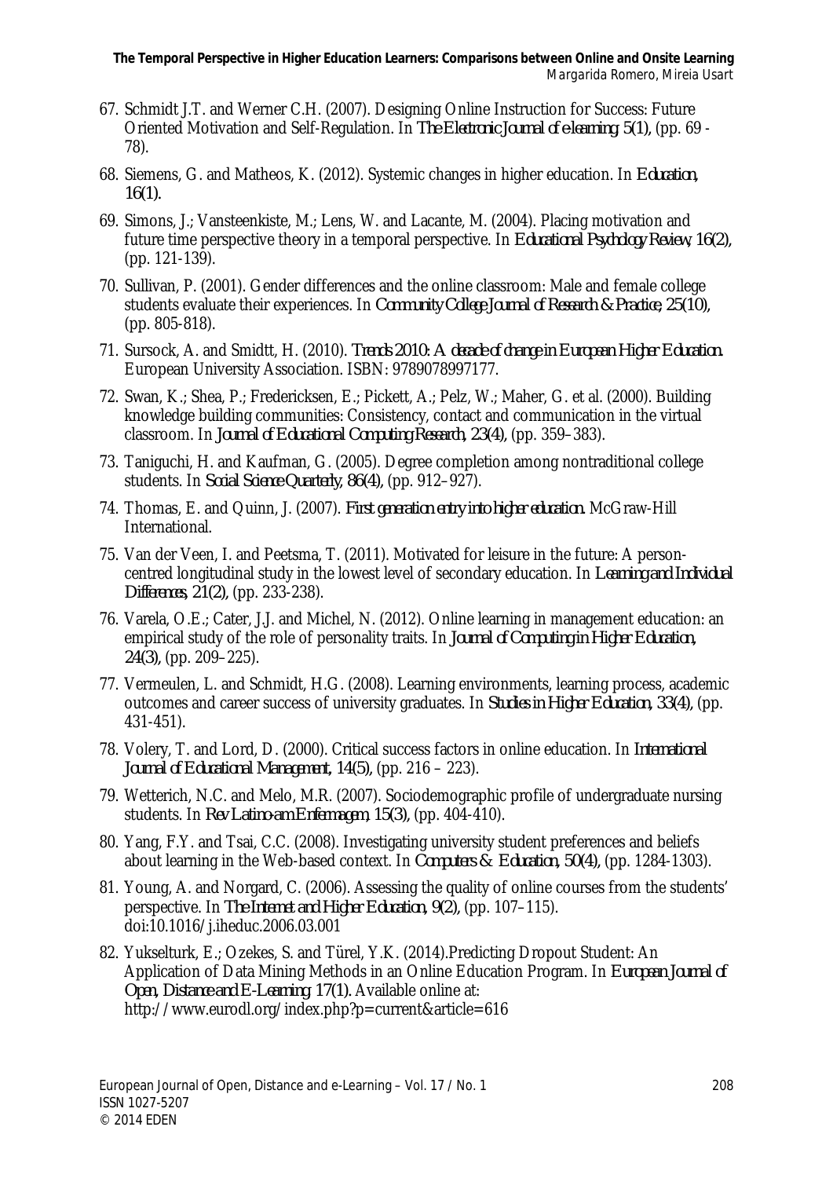67. Schmidt J.T. and Werner C.H. (2007). Designing Online Instruction for Success: Future Oriented Motivation and Self-Regulation. In *The Eletronic Journal of e-learning, 5(1)*, (pp. 69 - 78).

68. Siemens, G. and Matheos, K. (2012). Systemic changes in higher education. In *Education, 16(1)*.

69. Simons, J.; Vansteenkiste, M.; Lens, W. and Lacante, M. (2004). Placing motivation and future time perspective theory in a temporal perspective. In *Educational Psychology Review, 16(2)*, (pp. 121-139).

70. Sullivan, P. (2001). Gender differences and the online classroom: Male and female college students evaluate their experiences. In *Community College Journal of Research & Practice, 25(10)*, (pp. 805-818).

71. Sursock, A. and Smidtt, H. (2010). *Trends 2010: A decade of change in European Higher Education.* European University Association. ISBN: 9789078997177.

72. Swan, K.; Shea, P.; Fredericksen, E.; Pickett, A.; Pelz, W.; Maher, G. et al. (2000). Building knowledge building communities: Consistency, contact and communication in the virtual classroom. In *Journal of Educational Computing Research, 23(4)*, (pp. 359–383).

73. Taniguchi, H. and Kaufman, G. (2005). Degree completion among nontraditional college students. In *Social Science Quarterly, 86(4)*, (pp. 912–927).

74. Thomas, E. and Quinn, J. (2007). *First generation entry into higher education.* McGraw-Hill International.

75. Van der Veen, I. and Peetsma, T. (2011). Motivated for leisure in the future: A person-centred longitudinal study in the lowest level of secondary education. In *Learning and Individual Differences, 21(2)*, (pp. 233-238).

76. Varela, O.E.; Cater, J.J. and Michel, N. (2012). Online learning in management education: an empirical study of the role of personality traits. In *Journal of Computing in Higher Education, 24(3)*, (pp. 209–225).

77. Vermeulen, L. and Schmidt, H.G. (2008). Learning environments, learning process, academic outcomes and career success of university graduates. In *Studies in Higher Education, 33(4)*, (pp. 431-451).

78. Volery, T. and Lord, D. (2000). Critical success factors in online education. In *International Journal of Educational Management, 14(5)*, (pp. 216 – 223).

79. Wetterich, N.C. and Melo, M.R. (2007). Sociodemographic profile of undergraduate nursing students. In *Rev Latino-am Enfermagem, 15(3)*, (pp. 404-410).

80. Yang, F.Y. and Tsai, C.C. (2008). Investigating university student preferences and beliefs about learning in the Web-based context. In *Computers & Education, 50(4)*, (pp. 1284-1303).

81. Young, A. and Norgard, C. (2006). Assessing the quality of online courses from the students' perspective. In *The Internet and Higher Education, 9(2)*, (pp. 107–115). doi:10.1016/j.iheduc.2006.03.001

82. Yukselturk, E.; Ozekes, S. and Türel, Y.K. (2014).Predicting Dropout Student: An Application of Data Mining Methods in an Online Education Program. In *European Journal of Open, Distance and E-Learning, 17(1)*. Available online at: http://www.eurodl.org/index.php?p=current&article=616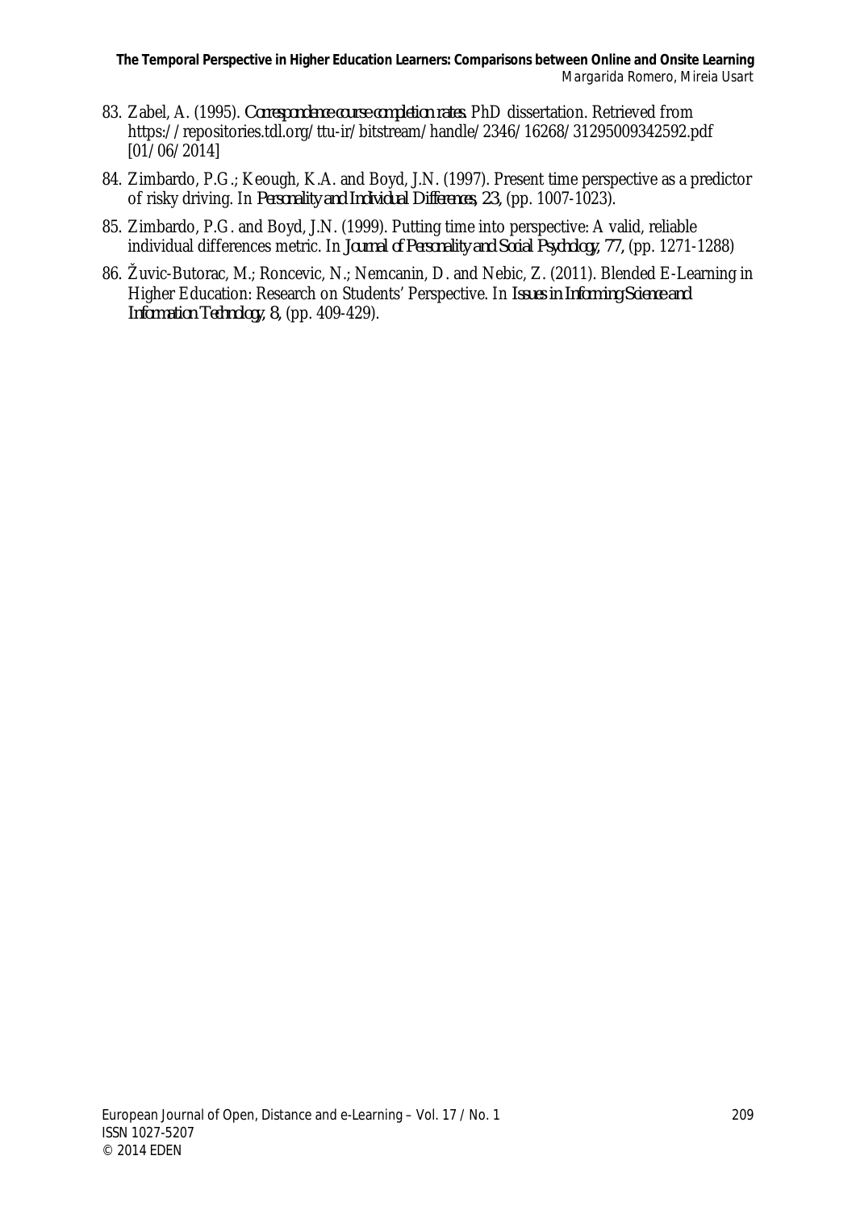83. Zabel, A. (1995). *Correspondence course completion rates.* PhD dissertation. Retrieved from https://repositories.tdl.org/ttu-ir/bitstream/handle/2346/16268/31295009342592.pdf [01/06/2014]

84. Zimbardo, P.G.; Keough, K.A. and Boyd, J.N. (1997). Present time perspective as a predictor of risky driving. In *Personality and Individual Differences, 23*, (pp. 1007-1023).

85. Zimbardo, P.G. and Boyd, J.N. (1999). Putting time into perspective: A valid, reliable individual differences metric. In *Journal of Personality and Social Psychology, 77*, (pp. 1271-1288)

86. Žuvic-Butorac, M.; Roncevic, N.; Nemcanin, D. and Nebic, Z. (2011). Blended E-Learning in Higher Education: Research on Students' Perspective. In *Issues in Informing Science and Information Technology, 8*, (pp. 409-429).